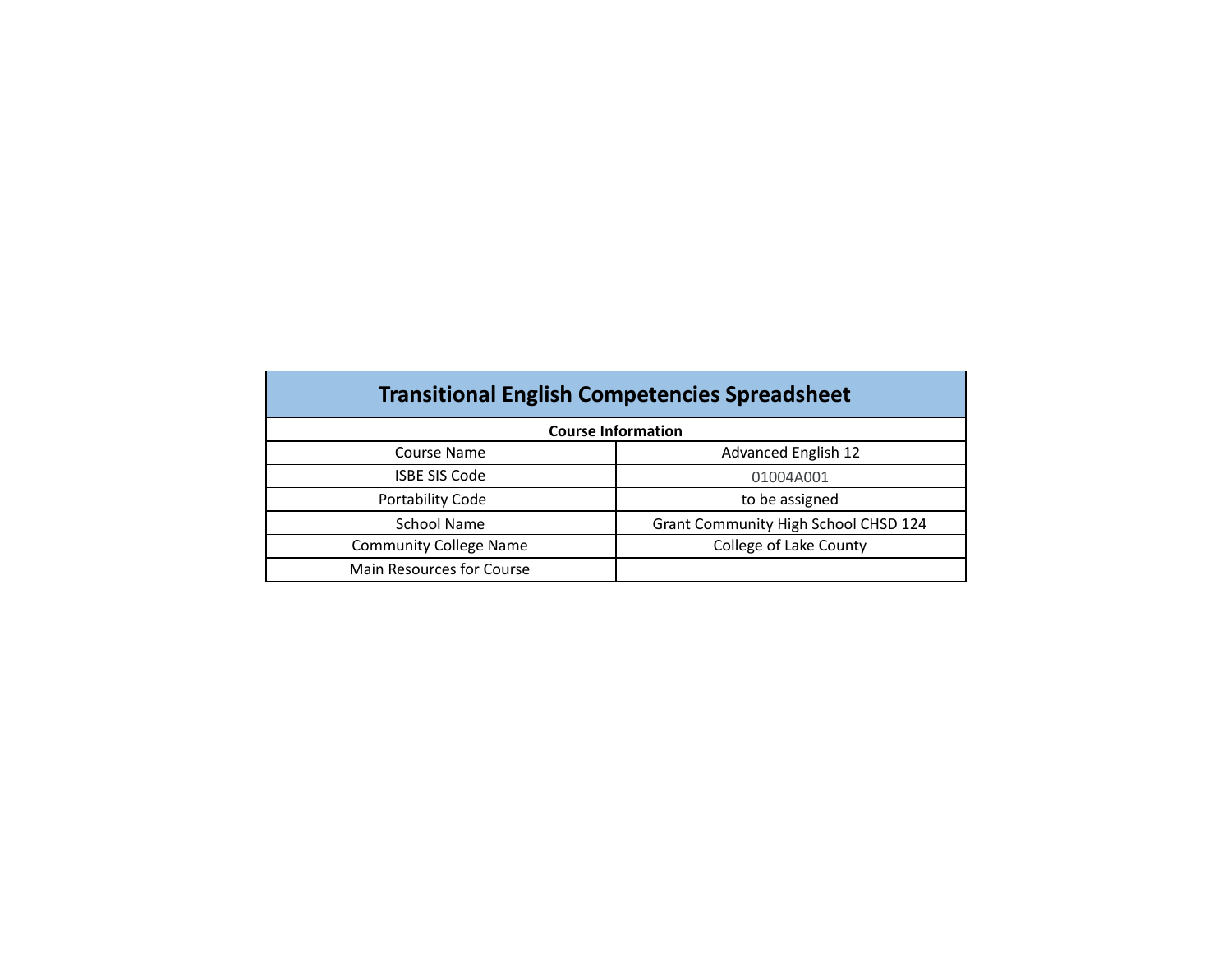# Transitional English Competencies Spreadsheet

| Course Information | |
|---|---|
| Course Name | Advanced English 12 |
| ISBE SIS Code | 01004A001 |
| Portability Code | to be assigned |
| School Name | Grant Community High School CHSD 124 |
| Community College Name | College of Lake County |
| Main Resources for Course | |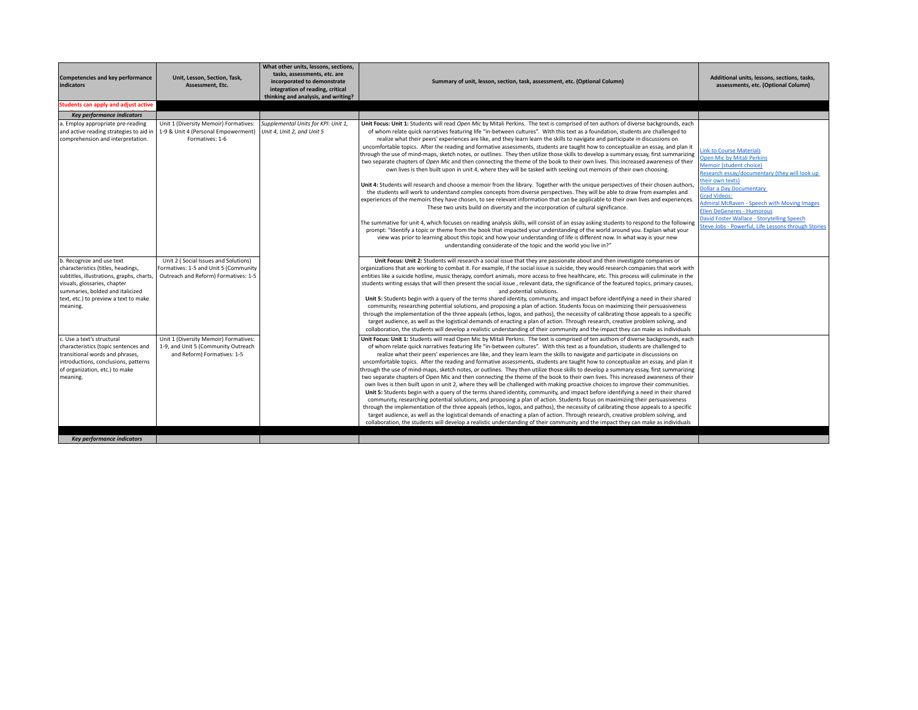| Competencies and key performance indicators | Unit, Lesson, Section, Task, Assessment, Etc. | What other units, lessons, sections, tasks, assessments, etc. are incorporated to demonstrate integration of reading, critical thinking and analysis, and writing? | Summary of unit, lesson, section, task, assessment, etc. (Optional Column) | Additional units, lessons, sections, tasks, assessments, etc. (Optional Column) |
| --- | --- | --- | --- | --- |
| **Students can apply and adjust active** | | | | |
| ***Key performance indicators*** | | | | |
| a. Employ appropriate pre-reading and active reading strategies to aid in comprehension and interpretation. | Unit 1 (Diversity Memoir) Formatives: 1-9 & Unit 4 (Personal Empowerment) Formatives: 1-6 | *Supplemental Units for KPI: Unit 1, Unit 4, Unit 2, and Unit 5* | **Unit Focus: Unit 1:** Students will read *Open Mic* by Mitali Perkins. The text is comprised of ten authors of diverse backgrounds, each of whom relate quick narratives featuring life "in-between cultures". With this text as a foundation, students are challenged to realize what their peers' experiences are like, and they learn learn the skills to navigate and participate in discussions on uncomfortable topics. After the reading and formative assessments, students are taught how to conceptualize an essay, and plan it through the use of mind-maps, sketch notes, or outlines. They then utilize those skills to develop a summary essay, first summarizing two separate chapters of *Open Mic* and then connecting the theme of the book to their own lives. This increased awareness of their own lives is then built upon in unit 4, where they will be tasked with seeking out memoirs of their own choosing.<br><br>**Unit 4:** Students will research and choose a memoir from the library. Together with the unique perspectives of their chosen authors, the students will work to understand complex concepts from diverse perspectives. They will be able to draw from examples and experiences of the memoirs they have chosen, to see relevant information that can be applicable to their own lives and experiences. These two units build on diversity and the incorporation of cultural significance.<br><br>The summative for unit 4, which focuses on reading analysis skills, will consist of an essay asking students to respond to the following prompt: "Identify a topic or theme from the book that impacted your understanding of the world around you. Explain what your view was prior to learning about this topic and how your understanding of life is different now. In what way is your new understanding considerate of the topic and the world you live in?" | Link to Course Materials<br>Open Mic by Mitali Perkins<br>Memoir (student choice)<br>Research essay/documentary (they will look up their own texts)<br>Dollar a Day Documentary<br>Grad Videos:<br>Admiral McRaven - Speech with Moving Images<br>Ellen DeGeneres - Humorous<br>David Foster Wallace - Storytelling Speech<br>Steve Jobs - Powerful, Life Lessons through Stories |
| b. Recognize and use text characteristics (titles, headings, subtitles, illustrations, graphs, charts, visuals, glossaries, chapter summaries, bolded and italicized text, etc.) to preview a text to make meaning. | Unit 2 ( Social Issues and Solutions) Formatives: 1-5 and Unit 5 (Community Outreach and Reform) Formatives: 1-5 | | **Unit Focus: Unit 2:** Students will research a social issue that they are passionate about and then investigate companies or organizations that are working to combat it. For example, if the social issue is suicide, they would research companies that work with entities like a suicide hotline, music therapy, comfort animals, more access to free healthcare, etc. This process will culminate in the students writing essays that will then present the social issue , relevant data, the significance of the featured topics, primary causes, and potential solutions.<br>**Unit 5:** Students begin with a query of the terms shared identity, community, and impact before identifying a need in their shared community, researching potential solutions, and proposing a plan of action. Students focus on maximizing their persuasiveness through the implementation of the three appeals (ethos, logos, and pathos), the necessity of calibrating those appeals to a specific target audience, as well as the logistical demands of enacting a plan of action. Through research, creative problem solving, and collaboration, the students will develop a realistic understanding of their community and the impact they can make as individuals | |
| c. Use a text's structural characteristics (topic sentences and transitional words and phrases, introductions, conclusions, patterns of organization, etc.) to make meaning. | Unit 1 (Diversity Memoir) Formatives: 1-9, and Unit 5 (Community Outreach and Reform) Formatives: 1-5 | | **Unit Focus: Unit 1:** Students will read Open Mic by Mitali Perkins. The text is comprised of ten authors of diverse backgrounds, each of whom relate quick narratives featuring life "in-between cultures". With this text as a foundation, students are challenged to realize what their peers' experiences are like, and they learn learn the skills to navigate and participate in discussions on uncomfortable topics. After the reading and formative assessments, students are taught how to conceptualize an essay, and plan it through the use of mind-maps, sketch notes, or outlines. They then utilize those skills to develop a summary essay, first summarizing two separate chapters of Open Mic and then connecting the theme of the book to their own lives. This increased awareness of their own lives is then built upon in unit 2, where they will be challenged with making proactive choices to improve their communities.<br>**Unit 5:** Students begin with a query of the terms shared identity, community, and impact before identifying a need in their shared community, researching potential solutions, and proposing a plan of action. Students focus on maximizing their persuasiveness through the implementation of the three appeals (ethos, logos, and pathos), the necessity of calibrating those appeals to a specific target audience, as well as the logistical demands of enacting a plan of action. Through research, creative problem solving, and collaboration, the students will develop a realistic understanding of their community and the impact they can make as individuals | |
| | | | | |
| ***Key performance indicators*** | | | | |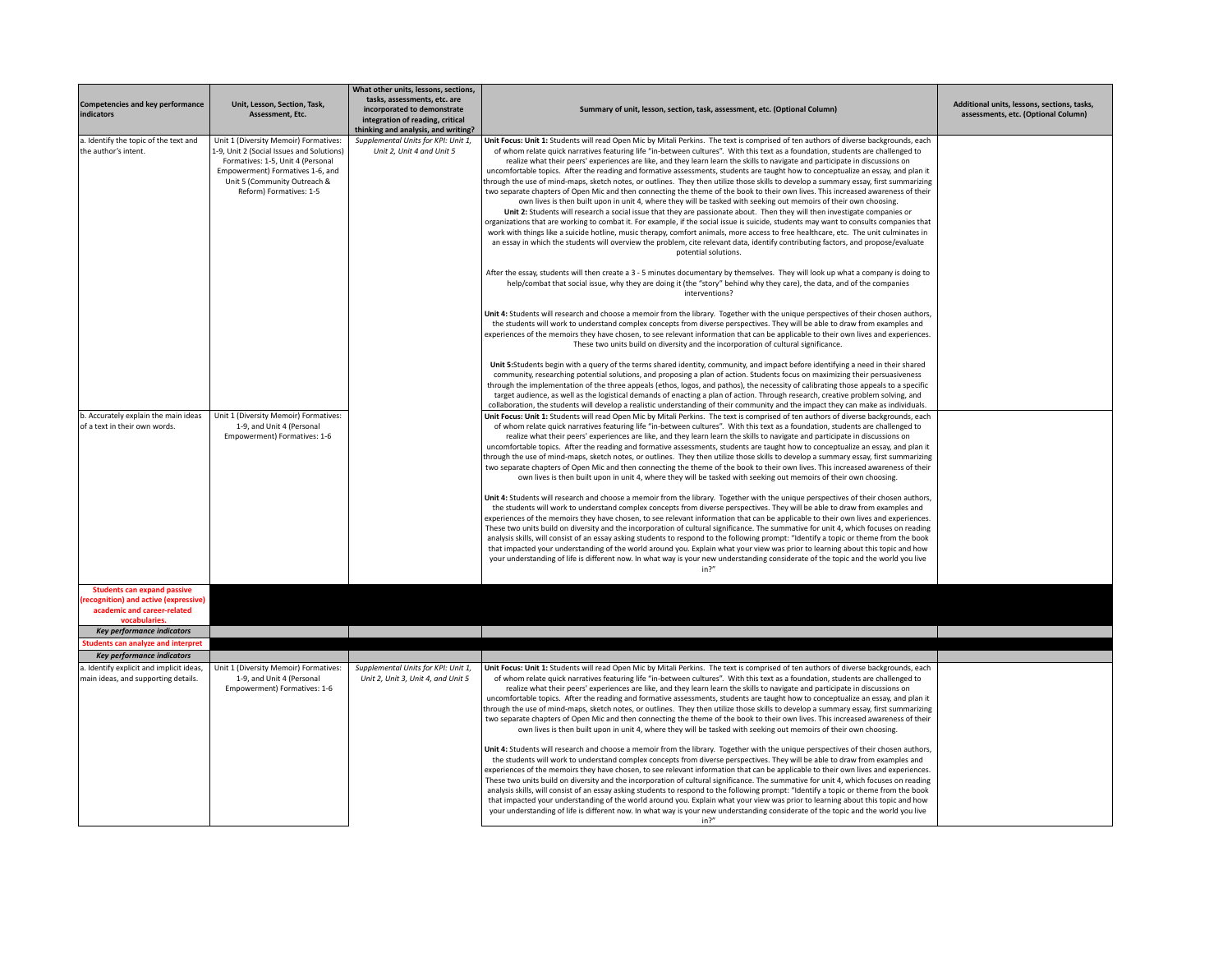| Competencies and key performance indicators | Unit, Lesson, Section, Task, Assessment, Etc. | What other units, lessons, sections, tasks, assessments, etc. are incorporated to demonstrate integration of reading, critical thinking and analysis, and writing? | Summary of unit, lesson, section, task, assessment, etc. (Optional Column) | Additional units, lessons, sections, tasks, assessments, etc. (Optional Column) |
|---|---|---|---|---|
| a. Identify the topic of the text and the author's intent. | Unit 1 (Diversity Memoir) Formatives: 1-9, Unit 2 (Social Issues and Solutions) Formatives: 1-5, Unit 4 (Personal Empowerment) Formatives 1-6, and Unit 5 (Community Outreach & Reform) Formatives: 1-5 | *Supplemental Units for KPI: Unit 1, Unit 2, Unit 4 and Unit 5* | **Unit Focus: Unit 1:** Students will read Open Mic by Mitali Perkins. The text is comprised of ten authors of diverse backgrounds, each of whom relate quick narratives featuring life "in-between cultures". With this text as a foundation, students are challenged to realize what their peers' experiences are like, and they learn learn the skills to navigate and participate in discussions on uncomfortable topics. After the reading and formative assessments, students are taught how to conceptualize an essay, and plan it through the use of mind-maps, sketch notes, or outlines. They then utilize those skills to develop a summary essay, first summarizing two separate chapters of Open Mic and then connecting the theme of the book to their own lives. This increased awareness of their own lives is then built upon in unit 4, where they will be tasked with seeking out memoirs of their own choosing.<br>**Unit 2:** Students will research a social issue that they are passionate about. Then they will then investigate companies or organizations that are working to combat it. For example, if the social issue is suicide, students may want to consults companies that work with things like a suicide hotline, music therapy, comfort animals, more access to free healthcare, etc. The unit culminates in an essay in which the students will overview the problem, cite relevant data, identify contributing factors, and propose/evaluate potential solutions.<br><br>After the essay, students will then create a 3 - 5 minutes documentary by themselves. They will look up what a company is doing to help/combat that social issue, why they are doing it (the "story" behind why they care), the data, and of the companies interventions?<br><br>**Unit 4:** Students will research and choose a memoir from the library. Together with the unique perspectives of their chosen authors, the students will work to understand complex concepts from diverse perspectives. They will be able to draw from examples and experiences of the memoirs they have chosen, to see relevant information that can be applicable to their own lives and experiences. These two units build on diversity and the incorporation of cultural significance.<br><br>**Unit 5:**Students begin with a query of the terms shared identity, community, and impact before identifying a need in their shared community, researching potential solutions, and proposing a plan of action. Students focus on maximizing their persuasiveness through the implementation of the three appeals (ethos, logos, and pathos), the necessity of calibrating those appeals to a specific target audience, as well as the logistical demands of enacting a plan of action. Through research, creative problem solving, and collaboration, the students will develop a realistic understanding of their community and the impact they can make as individuals. | |
| b. Accurately explain the main ideas of a text in their own words. | Unit 1 (Diversity Memoir) Formatives: 1-9, and Unit 4 (Personal Empowerment) Formatives: 1-6 | | **Unit Focus: Unit 1:** Students will read Open Mic by Mitali Perkins. The text is comprised of ten authors of diverse backgrounds, each of whom relate quick narratives featuring life "in-between cultures". With this text as a foundation, students are challenged to realize what their peers' experiences are like, and they learn learn the skills to navigate and participate in discussions on uncomfortable topics. After the reading and formative assessments, students are taught how to conceptualize an essay, and plan it through the use of mind-maps, sketch notes, or outlines. They then utilize those skills to develop a summary essay, first summarizing two separate chapters of Open Mic and then connecting the theme of the book to their own lives. This increased awareness of their own lives is then built upon in unit 4, where they will be tasked with seeking out memoirs of their own choosing.<br><br>**Unit 4:** Students will research and choose a memoir from the library. Together with the unique perspectives of their chosen authors, the students will work to understand complex concepts from diverse perspectives. They will be able to draw from examples and experiences of the memoirs they have chosen, to see relevant information that can be applicable to their own lives and experiences. These two units build on diversity and the incorporation of cultural significance. The summative for unit 4, which focuses on reading analysis skills, will consist of an essay asking students to respond to the following prompt: "Identify a topic or theme from the book that impacted your understanding of the world around you. Explain what your view was prior to learning about this topic and how your understanding of life is different now. In what way is your new understanding considerate of the topic and the world you live in?" | |
| **Students can expand passive (recognition) and active (expressive) academic and career-related vocabularies.** | | | | |
| ***Key performance indicators*** | | | | |
| **Students can analyze and interpret** | | | | |
| ***Key performance indicators*** | | | | |
| a. Identify explicit and implicit ideas, main ideas, and supporting details. | Unit 1 (Diversity Memoir) Formatives: 1-9, and Unit 4 (Personal Empowerment) Formatives: 1-6 | *Supplemental Units for KPI: Unit 1, Unit 2, Unit 3, Unit 4, and Unit 5* | **Unit Focus: Unit 1:** Students will read Open Mic by Mitali Perkins. The text is comprised of ten authors of diverse backgrounds, each of whom relate quick narratives featuring life "in-between cultures". With this text as a foundation, students are challenged to realize what their peers' experiences are like, and they learn learn the skills to navigate and participate in discussions on uncomfortable topics. After the reading and formative assessments, students are taught how to conceptualize an essay, and plan it through the use of mind-maps, sketch notes, or outlines. They then utilize those skills to develop a summary essay, first summarizing two separate chapters of Open Mic and then connecting the theme of the book to their own lives. This increased awareness of their own lives is then built upon in unit 4, where they will be tasked with seeking out memoirs of their own choosing.<br><br>**Unit 4:** Students will research and choose a memoir from the library. Together with the unique perspectives of their chosen authors, the students will work to understand complex concepts from diverse perspectives. They will be able to draw from examples and experiences of the memoirs they have chosen, to see relevant information that can be applicable to their own lives and experiences. These two units build on diversity and the incorporation of cultural significance. The summative for unit 4, which focuses on reading analysis skills, will consist of an essay asking students to respond to the following prompt: "Identify a topic or theme from the book that impacted your understanding of the world around you. Explain what your view was prior to learning about this topic and how your understanding of life is different now. In what way is your new understanding considerate of the topic and the world you live in?" | |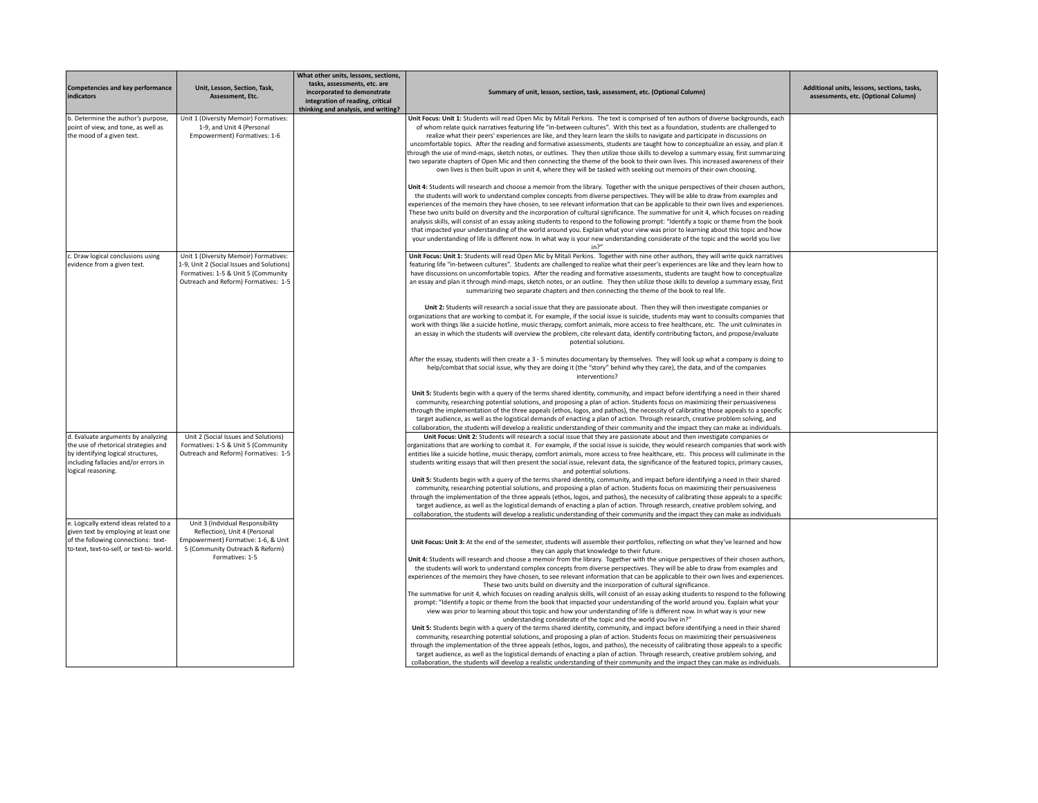| Competencies and key performance indicators | Unit, Lesson, Section, Task, Assessment, Etc. | What other units, lessons, sections, tasks, assessments, etc. are incorporated to demonstrate integration of reading, critical thinking and analysis, and writing? | Summary of unit, lesson, section, task, assessment, etc. (Optional Column) | Additional units, lessons, sections, tasks, assessments, etc. (Optional Column) |
|---|---|---|---|---|
| b. Determine the author's purpose, point of view, and tone, as well as the mood of a given text. | Unit 1 (Diversity Memoir) Formatives: 1-9, and Unit 4 (Personal Empowerment) Formatives: 1-6 | | **Unit Focus: Unit 1:** Students will read Open Mic by Mitali Perkins. The text is comprised of ten authors of diverse backgrounds, each of whom relate quick narratives featuring life "in-between cultures". With this text as a foundation, students are challenged to realize what their peers' experiences are like, and they learn the skills to navigate and participate in discussions on uncomfortable topics. After the reading and formative assessments, students are taught how to conceptualize an essay, and plan it through the use of mind-maps, sketch notes, or outlines. They then utilize those skills to develop a summary essay, first summarizing two separate chapters of Open Mic and then connecting the theme of the book to their own lives. This increased awareness of their own lives is then built upon in unit 4, where they will be tasked with seeking out memoirs of their own choosing.<br><br>**Unit 4:** Students will research and choose a memoir from the library. Together with the unique perspectives of their chosen authors, the students will work to understand complex concepts from diverse perspectives. They will be able to draw from examples and experiences of the memoirs they have chosen, to see relevant information that can be applicable to their own lives and experiences. These two units build on diversity and the incorporation of cultural significance. The summative for unit 4, which focuses on reading analysis skills, will consist of an essay asking students to respond to the following prompt: "Identify a topic or theme from the book that impacted your understanding of the world around you. Explain what your view was prior to learning about this topic and how your understanding of life is different now. In what way is your new understanding considerate of the topic and the world you live in?" | |
| c. Draw logical conclusions using evidence from a given text. | Unit 1 (Diversity Memoir) Formatives: 1-9, Unit 2 (Social Issues and Solutions) Formatives: 1-5 & Unit 5 (Community Outreach and Reform) Formatives: 1-5 | | **Unit Focus: Unit 1:** Students will read Open Mic by Mitali Perkins. Together with nine other authors, they will write quick narratives featuring life "in-between cultures". Students are challenged to realize what their peer's experiences are like and they learn how to have discussions on uncomfortable topics. After the reading and formative assessments, students are taught how to conceptualize an essay and plan it through mind-maps, sketch notes, or an outline. They then utilize those skills to develop a summary essay, first summarizing two separate chapters and then connecting the theme of the book to real life.<br><br>**Unit 2:** Students will research a social issue that they are passionate about. Then they will then investigate companies or organizations that are working to combat it. For example, if the social issue is suicide, students may want to consults companies that work with things like a suicide hotline, music therapy, comfort animals, more access to free healthcare, etc. The unit culminates in an essay in which the students will overview the problem, cite relevant data, identify contributing factors, and propose/evaluate potential solutions.<br><br>After the essay, students will then create a 3 - 5 minutes documentary by themselves. They will look up what a company is doing to help/combat that social issue, why they are doing it (the "story" behind why they care), the data, and of the companies interventions?<br><br>**Unit 5:** Students begin with a query of the terms shared identity, community, and impact before identifying a need in their shared community, researching potential solutions, and proposing a plan of action. Students focus on maximizing their persuasiveness through the implementation of the three appeals (ethos, logos, and pathos), the necessity of calibrating those appeals to a specific target audience, as well as the logistical demands of enacting a plan of action. Through research, creative problem solving, and collaboration, the students will develop a realistic understanding of their community and the impact they can make as individuals. | |
| d. Evaluate arguments by analyzing the use of rhetorical strategies and by identifying logical structures, including fallacies and/or errors in logical reasoning. | Unit 2 (Social Issues and Solutions) Formatives: 1-5 & Unit 5 (Community Outreach and Reform) Formatives: 1-5 | | **Unit Focus: Unit 2:** Students will research a social issue that they are passionate about and then investigate companies or organizations that are working to combat it. For example, if the social issue is suicide, they would research companies that work with entities like a suicide hotline, music therapy, comfort animals, more access to free healthcare, etc. This process will culiminate in the students writing essays that will then present the social issue, relevant data, the significance of the featured topics, primary causes, and potential solutions.<br>**Unit 5:** Students begin with a query of the terms shared identity, community, and impact before identifying a need in their shared community, researching potential solutions, and proposing a plan of action. Students focus on maximizing their persuasiveness through the implementation of the three appeals (ethos, logos, and pathos), the necessity of calibrating those appeals to a specific target audience, as well as the logistical demands of enacting a plan of action. Through research, creative problem solving, and collaboration, the students will develop a realistic understanding of their community and the impact they can make as individuals | |
| e. Logically extend ideas related to a given text by employing at least one of the following connections: text-to-text, text-to-self, or text-to- world. | Unit 3 (Indvidual Responsibility Reflection), Unit 4 (Personal Empowerment) Formative: 1-6, & Unit 5 (Community Outreach & Reform) Formatives: 1-5 | | **Unit Focus: Unit 3:** At the end of the semester, students will assemble their portfolios, reflecting on what they've learned and how they can apply that knowledge to their future.<br>**Unit 4:** Students will research and choose a memoir from the library. Together with the unique perspectives of their chosen authors, the students will work to understand complex concepts from diverse perspectives. They will be able to draw from examples and experiences of the memoirs they have chosen, to see relevant information that can be applicable to their own lives and experiences. These two units build on diversity and the incorporation of cultural significance.<br>The summative for unit 4, which focuses on reading analysis skills, will consist of an essay asking students to respond to the following prompt: "Identify a topic or theme from the book that impacted your understanding of the world around you. Explain what your view was prior to learning about this topic and how your understanding of life is different now. In what way is your new understanding considerate of the topic and the world you live in?"<br>**Unit 5:** Students begin with a query of the terms shared identity, community, and impact before identifying a need in their shared community, researching potential solutions, and proposing a plan of action. Students focus on maximizing their persuasiveness through the implementation of the three appeals (ethos, logos, and pathos), the necessity of calibrating those appeals to a specific target audience, as well as the logistical demands of enacting a plan of action. Through research, creative problem solving, and collaboration, the students will develop a realistic understanding of their community and the impact they can make as individuals. | |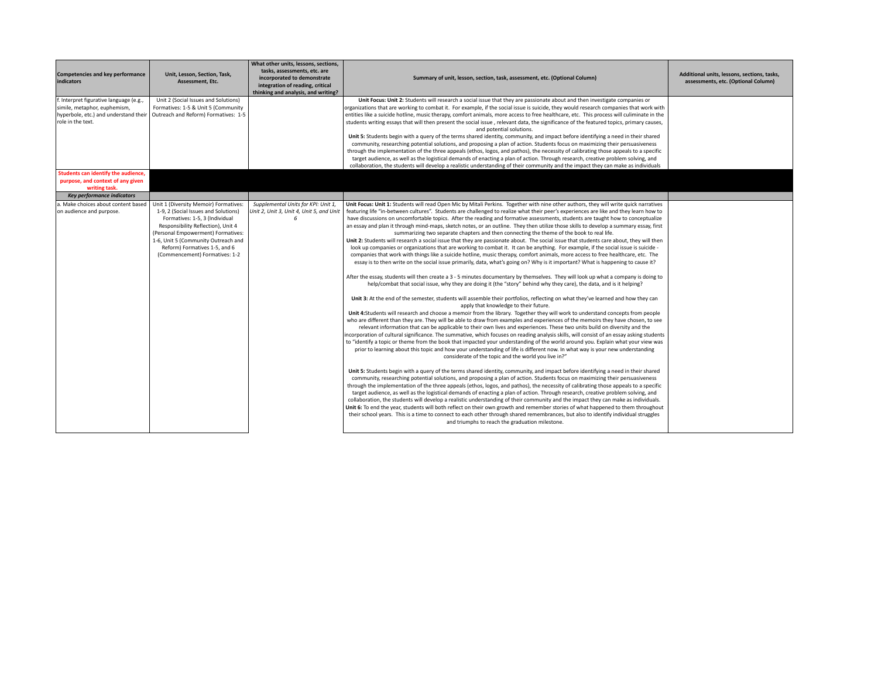| Competencies and key performance indicators | Unit, Lesson, Section, Task, Assessment, Etc. | What other units, lessons, sections, tasks, assessments, etc. are incorporated to demonstrate integration of reading, critical thinking and analysis, and writing? | Summary of unit, lesson, section, task, assessment, etc. (Optional Column) | Additional units, lessons, sections, tasks, assessments, etc. (Optional Column) |
|---|---|---|---|---|
| f. Interpret figurative language (e.g., simile, metaphor, euphemism, hyperbole, etc.) and understand their role in the text. | Unit 2 (Social Issues and Solutions) Formatives: 1-5 & Unit 5 (Community Outreach and Reform) Formatives: 1-5 | | **Unit Focus: Unit 2:** Students will research a social issue that they are passionate about and then investigate companies or organizations that are working to combat it. For example, if the social issue is suicide, they would research companies that work with entities like a suicide hotline, music therapy, comfort animals, more access to free healthcare, etc. This process will culminate in the students writing essays that will then present the social issue , relevant data, the significance of the featured topics, primary causes, and potential solutions.<br>**Unit 5:** Students begin with a query of the terms shared identity, community, and impact before identifying a need in their shared community, researching potential solutions, and proposing a plan of action. Students focus on maximizing their persuasiveness through the implementation of the three appeals (ethos, logos, and pathos), the necessity of calibrating those appeals to a specific target audience, as well as the logistical demands of enacting a plan of action. Through research, creative problem solving, and collaboration, the students will develop a realistic understanding of their community and the impact they can make as individuals | |
| **Students can identify the audience, purpose, and context of any given writing task.** | | | | |
| ***Key performance indicators*** | | | | |
| a. Make choices about content based on audience and purpose. | Unit 1 (Diversity Memoir) Formatives: 1-9, 2 (Social Issues and Solutions) Formatives: 1-5, 3 (Individual Responsibility Reflection), Unit 4 (Personal Empowerment) Formatives: 1-6, Unit 5 (Community Outreach and Reform) Formatives 1-5, and 6 (Commencement) Formatives: 1-2 | *Supplemental Units for KPI: Unit 1, Unit 2, Unit 3, Unit 4, Unit 5, and Unit 6* | **Unit Focus: Unit 1:** Students will read Open Mic by Mitali Perkins. Together with nine other authors, they will write quick narratives featuring life "in-between cultures". Students are challenged to realize what their peer's experiences are like and they learn how to have discussions on uncomfortable topics. After the reading and formative assessments, students are taught how to conceptualize an essay and plan it through mind-maps, sketch notes, or an outline. They then utilize those skills to develop a summary essay, first summarizing two separate chapters and then connecting the theme of the book to real life.<br>**Unit 2:** Students will research a social issue that they are passionate about. The social issue that students care about, they will then look up companies or organizations that are working to combat it. It can be anything. For example, if the social issue is suicide - companies that work with things like a suicide hotline, music therapy, comfort animals, more access to free healthcare, etc. The essay is to then write on the social issue primarily, data, what's going on? Why is it important? What is happening to cause it?<br><br>After the essay, students will then create a 3 - 5 minutes documentary by themselves. They will look up what a company is doing to help/combat that social issue, why they are doing it (the "story" behind why they care), the data, and is it helping?<br><br>**Unit 3:** At the end of the semester, students will assemble their portfolios, reflecting on what they've learned and how they can apply that knowledge to their future.<br>**Unit 4:** Students will research and choose a memoir from the library. Together they will work to understand concepts from people who are different than they are. They will be able to draw from examples and experiences of the memoirs they have chosen, to see relevant information that can be applicable to their own lives and experiences. These two units build on diversity and the incorporation of cultural significance. The summative, which focuses on reading analysis skills, will consist of an essay asking students to "identify a topic or theme from the book that impacted your understanding of the world around you. Explain what your view was prior to learning about this topic and how your understanding of life is different now. In what way is your new understanding considerate of the topic and the world you live in?"<br><br>**Unit 5:** Students begin with a query of the terms shared identity, community, and impact before identifying a need in their shared community, researching potential solutions, and proposing a plan of action. Students focus on maximizing their persuasiveness through the implementation of the three appeals (ethos, logos, and pathos), the necessity of calibrating those appeals to a specific target audience, as well as the logistical demands of enacting a plan of action. Through research, creative problem solving, and collaboration, the students will develop a realistic understanding of their community and the impact they can make as individuals.<br>**Unit 6:** To end the year, students will both reflect on their own growth and remember stories of what happened to them throughout their school years. This is a time to connect to each other through shared remembrances, but also to identify individual struggles and triumphs to reach the graduation milestone. | |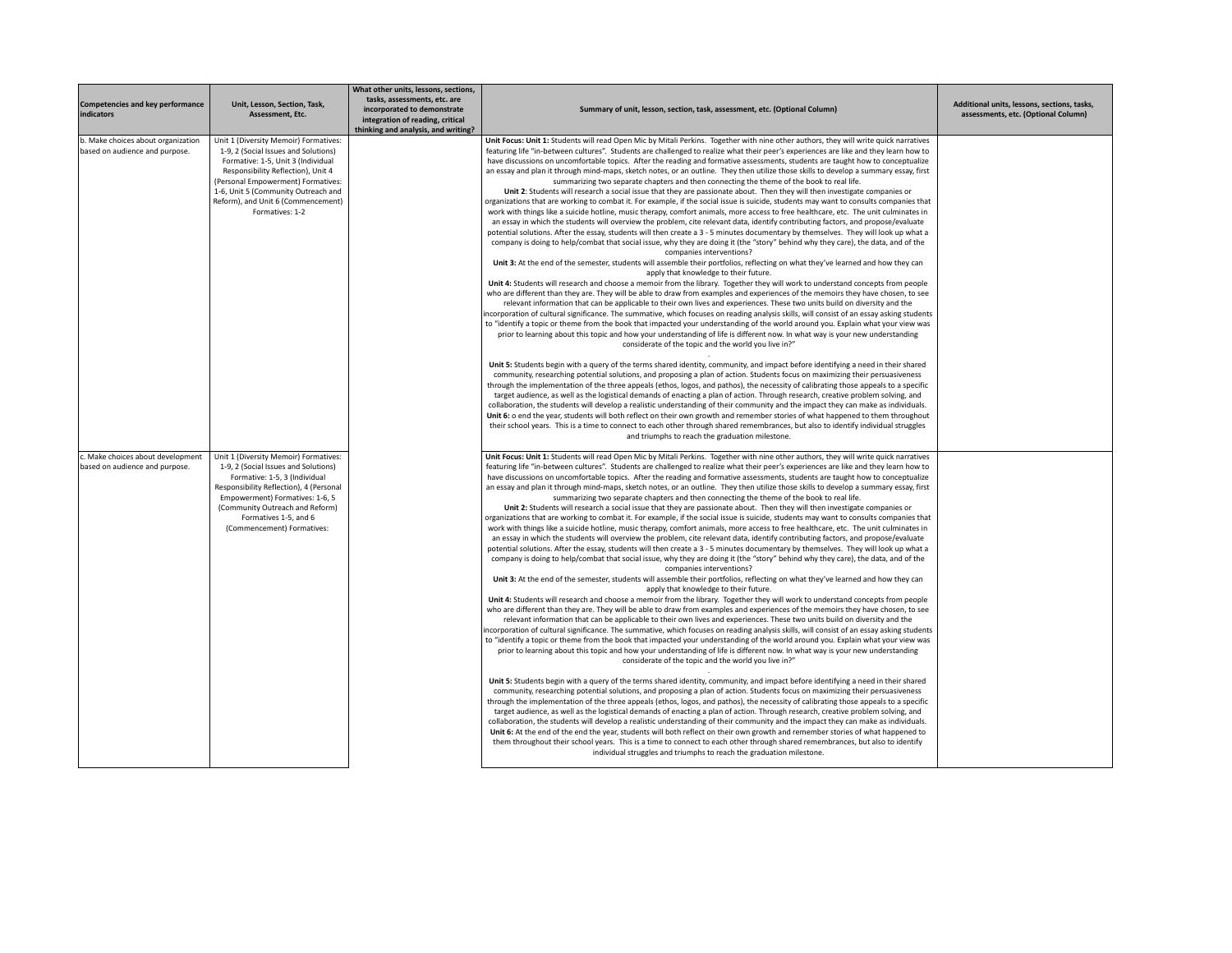| Competencies and key performance indicators | Unit, Lesson, Section, Task, Assessment, Etc. | What other units, lessons, sections, tasks, assessments, etc. are incorporated to demonstrate integration of reading, critical thinking and analysis, and writing? | Summary of unit, lesson, section, task, assessment, etc. (Optional Column) | Additional units, lessons, sections, tasks, assessments, etc. (Optional Column) |
|---|---|---|---|---|
| b. Make choices about organization based on audience and purpose. | Unit 1 (Diversity Memoir) Formatives: 1-9, 2 (Social Issues and Solutions) Formative: 1-5, Unit 3 (Individual Responsibility Reflection), Unit 4 (Personal Empowerment) Formatives: 1-6, Unit 5 (Community Outreach and Reform), and Unit 6 (Commencement) Formatives: 1-2 | | **Unit Focus: Unit 1:** Students will read Open Mic by Mitali Perkins. Together with nine other authors, they will write quick narratives featuring life "in-between cultures". Students are challenged to realize what their peer's experiences are like and they learn how to have discussions on uncomfortable topics. After the reading and formative assessments, students are taught how to conceptualize an essay and plan it through mind-maps, sketch notes, or an outline. They then utilize those skills to develop a summary essay, first summarizing two separate chapters and then connecting the theme of the book to real life.<br>**Unit 2**: Students will research a social issue that they are passionate about. Then they will then investigate companies or organizations that are working to combat it. For example, if the social issue is suicide, students may want to consults companies that work with things like a suicide hotline, music therapy, comfort animals, more access to free healthcare, etc. The unit culminates in an essay in which the students will overview the problem, cite relevant data, identify contributing factors, and propose/evaluate potential solutions. After the essay, students will then create a 3 - 5 minutes documentary by themselves. They will look up what a company is doing to help/combat that social issue, why they are doing it (the "story" behind why they care), the data, and of the companies interventions?<br>**Unit 3:** At the end of the semester, students will assemble their portfolios, reflecting on what they've learned and how they can apply that knowledge to their future.<br>**Unit 4:** Students will research and choose a memoir from the library. Together they will work to understand concepts from people who are different than they are. They will be able to draw from examples and experiences of the memoirs they have chosen, to see relevant information that can be applicable to their own lives and experiences. These two units build on diversity and the incorporation of cultural significance. The summative, which focuses on reading analysis skills, will consist of an essay asking students to "identify a topic or theme from the book that impacted your understanding of the world around you. Explain what your view was prior to learning about this topic and how your understanding of life is different now. In what way is your new understanding considerate of the topic and the world you live in?"<br>.<br>**Unit 5:** Students begin with a query of the terms shared identity, community, and impact before identifying a need in their shared community, researching potential solutions, and proposing a plan of action. Students focus on maximizing their persuasiveness through the implementation of the three appeals (ethos, logos, and pathos), the necessity of calibrating those appeals to a specific target audience, as well as the logistical demands of enacting a plan of action. Through research, creative problem solving, and collaboration, the students will develop a realistic understanding of their community and the impact they can make as individuals.<br>**Unit 6:** o end the year, students will both reflect on their own growth and remember stories of what happened to them throughout their school years. This is a time to connect to each other through shared remembrances, but also to identify individual struggles and triumphs to reach the graduation milestone. | |
| c. Make choices about development based on audience and purpose. | Unit 1 (Diversity Memoir) Formatives: 1-9, 2 (Social Issues and Solutions) Formative: 1-5, 3 (Individual Responsibility Reflection), 4 (Personal Empowerment) Formatives: 1-6, 5 (Community Outreach and Reform) Formatives 1-5, and 6 (Commencement) Formatives: | | **Unit Focus: Unit 1:** Students will read Open Mic by Mitali Perkins. Together with nine other authors, they will write quick narratives featuring life "in-between cultures". Students are challenged to realize what their peer's experiences are like and they learn how to have discussions on uncomfortable topics. After the reading and formative assessments, students are taught how to conceptualize an essay and plan it through mind-maps, sketch notes, or an outline. They then utilize those skills to develop a summary essay, first summarizing two separate chapters and then connecting the theme of the book to real life.<br>**Unit 2:** Students will research a social issue that they are passionate about. Then they will then investigate companies or organizations that are working to combat it. For example, if the social issue is suicide, students may want to consults companies that work with things like a suicide hotline, music therapy, comfort animals, more access to free healthcare, etc. The unit culminates in an essay in which the students will overview the problem, cite relevant data, identify contributing factors, and propose/evaluate potential solutions. After the essay, students will then create a 3 - 5 minutes documentary by themselves. They will look up what a company is doing to help/combat that social issue, why they are doing it (the "story" behind why they care), the data, and of the companies interventions?<br>**Unit 3:** At the end of the semester, students will assemble their portfolios, reflecting on what they've learned and how they can apply that knowledge to their future.<br>**Unit 4:** Students will research and choose a memoir from the library. Together they will work to understand concepts from people who are different than they are. They will be able to draw from examples and experiences of the memoirs they have chosen, to see relevant information that can be applicable to their own lives and experiences. These two units build on diversity and the incorporation of cultural significance. The summative, which focuses on reading analysis skills, will consist of an essay asking students to "identify a topic or theme from the book that impacted your understanding of the world around you. Explain what your view was prior to learning about this topic and how your understanding of life is different now. In what way is your new understanding considerate of the topic and the world you live in?"<br>.<br>**Unit 5:** Students begin with a query of the terms shared identity, community, and impact before identifying a need in their shared community, researching potential solutions, and proposing a plan of action. Students focus on maximizing their persuasiveness through the implementation of the three appeals (ethos, logos, and pathos), the necessity of calibrating those appeals to a specific target audience, as well as the logistical demands of enacting a plan of action. Through research, creative problem solving, and collaboration, the students will develop a realistic understanding of their community and the impact they can make as individuals.<br>**Unit 6:** At the end of the end the year, students will both reflect on their own growth and remember stories of what happened to them throughout their school years. This is a time to connect to each other through shared remembrances, but also to identify individual struggles and triumphs to reach the graduation milestone. | |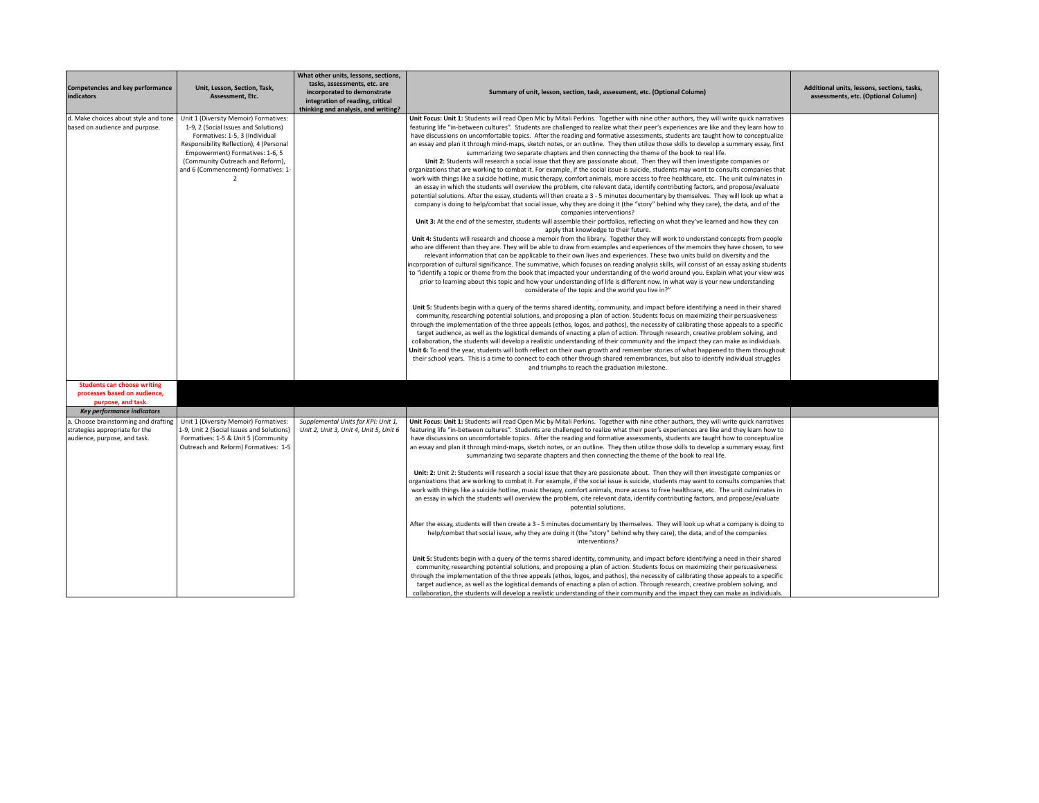| Competencies and key performance indicators | Unit, Lesson, Section, Task, Assessment, Etc. | What other units, lessons, sections, tasks, assessments, etc. are incorporated to demonstrate integration of reading, critical thinking and analysis, and writing? | Summary of unit, lesson, section, task, assessment, etc. (Optional Column) | Additional units, lessons, sections, tasks, assessments, etc. (Optional Column) |
|---|---|---|---|---|
| d. Make choices about style and tone based on audience and purpose. | Unit 1 (Diversity Memoir) Formatives: 1-9, 2 (Social Issues and Solutions) Formatives: 1-5, 3 (Individual Responsibility Reflection), 4 (Personal Empowerment) Formatives: 1-6, 5 (Community Outreach and Reform), and 6 (Commencement) Formatives: 1-2 | | **Unit Focus: Unit 1:** Students will read Open Mic by Mitali Perkins. Together with nine other authors, they will write quick narratives featuring life "in-between cultures". Students are challenged to realize what their peer's experiences are like and they learn how to have discussions on uncomfortable topics. After the reading and formative assessments, students are taught how to conceptualize an essay and plan it through mind-maps, sketch notes, or an outline. They then utilize those skills to develop a summary essay, first summarizing two separate chapters and then connecting the theme of the book to real life.<br>**Unit 2:** Students will research a social issue that they are passionate about. Then they will then investigate companies or organizations that are working to combat it. For example, if the social issue is suicide, students may want to consults companies that work with things like a suicide hotline, music therapy, comfort animals, more access to free healthcare, etc. The unit culminates in an essay in which the students will overview the problem, cite relevant data, identify contributing factors, and propose/evaluate potential solutions. After the essay, students will then create a 3 - 5 minutes documentary by themselves. They will look up what a company is doing to help/combat that social issue, why they are doing it (the "story" behind why they care), the data, and of the companies interventions?<br>**Unit 3:** At the end of the semester, students will assemble their portfolios, reflecting on what they've learned and how they can apply that knowledge to their future.<br>**Unit 4:** Students will research and choose a memoir from the library. Together they will work to understand concepts from people who are different than they are. They will be able to draw from examples and experiences of the memoirs they have chosen, to see relevant information that can be applicable to their own lives and experiences. These two units build on diversity and the incorporation of cultural significance. The summative, which focuses on reading analysis skills, will consist of an essay asking students to "identify a topic or theme from the book that impacted your understanding of the world around you. Explain what your view was prior to learning about this topic and how your understanding of life is different now. In what way is your new understanding considerate of the topic and the world you live in?"<br>**Unit 5:** Students begin with a query of the terms shared identity, community, and impact before identifying a need in their shared community, researching potential solutions, and proposing a plan of action. Students focus on maximizing their persuasiveness through the implementation of the three appeals (ethos, logos, and pathos), the necessity of calibrating those appeals to a specific target audience, as well as the logistical demands of enacting a plan of action. Through research, creative problem solving, and collaboration, the students will develop a realistic understanding of their community and the impact they can make as individuals.<br>**Unit 6:** To end the year, students will both reflect on their own growth and remember stories of what happened to them throughout their school years. This is a time to connect to each other through shared remembrances, but also to identify individual struggles and triumphs to reach the graduation milestone. | |
| **Students can choose writing processes based on audience, purpose, and task.** | | | | |
| ***Key performance indicators*** | | | | |
| a. Choose brainstorming and drafting strategies appropriate for the audience, purpose, and task. | Unit 1 (Diversity Memoir) Formatives: 1-9, Unit 2 (Social Issues and Solutions) Formatives: 1-5 & Unit 5 (Community Outreach and Reform) Formatives: 1-5 | *Supplemental Units for KPI: Unit 1, Unit 2, Unit 3, Unit 4, Unit 5, Unit 6* | **Unit Focus: Unit 1:** Students will read Open Mic by Mitali Perkins. Together with nine other authors, they will write quick narratives featuring life "in-between cultures". Students are challenged to realize what their peer's experiences are like and they learn how to have discussions on uncomfortable topics. After the reading and formative assessments, students are taught how to conceptualize an essay and plan it through mind-maps, sketch notes, or an outline. They then utilize those skills to develop a summary essay, first summarizing two separate chapters and then connecting the theme of the book to real life.<br><br>**Unit: 2:** Unit 2: Students will research a social issue that they are passionate about. Then they will then investigate companies or organizations that are working to combat it. For example, if the social issue is suicide, students may want to consults companies that work with things like a suicide hotline, music therapy, comfort animals, more access to free healthcare, etc. The unit culminates in an essay in which the students will overview the problem, cite relevant data, identify contributing factors, and propose/evaluate potential solutions.<br><br>After the essay, students will then create a 3 - 5 minutes documentary by themselves. They will look up what a company is doing to help/combat that social issue, why they are doing it (the "story" behind why they care), the data, and of the companies interventions?<br><br>**Unit 5:** Students begin with a query of the terms shared identity, community, and impact before identifying a need in their shared community, researching potential solutions, and proposing a plan of action. Students focus on maximizing their persuasiveness through the implementation of the three appeals (ethos, logos, and pathos), the necessity of calibrating those appeals to a specific target audience, as well as the logistical demands of enacting a plan of action. Through research, creative problem solving, and collaboration, the students will develop a realistic understanding of their community and the impact they can make as individuals. | |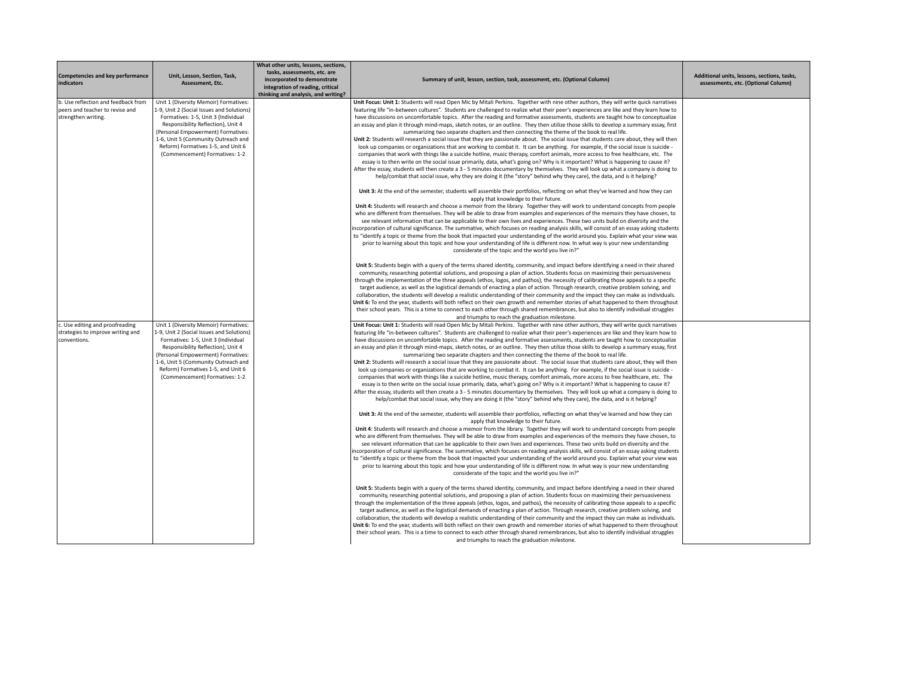| Competencies and key performance indicators | Unit, Lesson, Section, Task, Assessment, Etc. | What other units, lessons, sections, tasks, assessments, etc. are incorporated to demonstrate integration of reading, critical thinking and analysis, and writing? | Summary of unit, lesson, section, task, assessment, etc. (Optional Column) | Additional units, lessons, sections, tasks, assessments, etc. (Optional Column) |
|---|---|---|---|---|
| b. Use reflection and feedback from peers and teacher to revise and strengthen writing. | Unit 1 (Diversity Memoir) Formatives: 1-9, Unit 2 (Social Issues and Solutions) Formatives: 1-5, Unit 3 (Individual Responsibility Reflection), Unit 4 (Personal Empowerment) Formatives: 1-6, Unit 5 (Community Outreach and Reform) Formatives 1-5, and Unit 6 (Commencement) Formatives: 1-2 | | **Unit Focus: Unit 1:** Students will read Open Mic by Mitali Perkins. Together with nine other authors, they will write quick narratives featuring life "in-between cultures". Students are challenged to realize what their peer's experiences are like and they learn how to have discussions on uncomfortable topics. After the reading and formative assessments, students are taught how to conceptualize an essay and plan it through mind-maps, sketch notes, or an outline. They then utilize those skills to develop a summary essay, first summarizing two separate chapters and then connecting the theme of the book to real life.<br>**Unit 2:** Students will research a social issue that they are passionate about. The social issue that students care about, they will then look up companies or organizations that are working to combat it. It can be anything. For example, if the social issue is suicide - companies that work with things like a suicide hotline, music therapy, comfort animals, more access to free healthcare, etc. The essay is to then write on the social issue primarily, data, what's going on? Why is it important? What is happening to cause it? After the essay, students will then create a 3 - 5 minutes documentary by themselves. They will look up what a company is doing to help/combat that social issue, why they are doing it (the "story" behind why they care), the data, and is it helping?<br><br>**Unit 3:** At the end of the semester, students will assemble their portfolios, reflecting on what they've learned and how they can apply that knowledge to their future.<br>**Unit 4:** Students will research and choose a memoir from the library. Together they will work to understand concepts from people who are different from themselves. They will be able to draw from examples and experiences of the memoirs they have chosen, to see relevant information that can be applicable to their own lives and experiences. These two units build on diversity and the incorporation of cultural significance. The summative, which focuses on reading analysis skills, will consist of an essay asking students to "identify a topic or theme from the book that impacted your understanding of the world around you. Explain what your view was prior to learning about this topic and how your understanding of life is different now. In what way is your new understanding considerate of the topic and the world you live in?"<br><br>**Unit 5:** Students begin with a query of the terms shared identity, community, and impact before identifying a need in their shared community, researching potential solutions, and proposing a plan of action. Students focus on maximizing their persuasiveness through the implementation of the three appeals (ethos, logos, and pathos), the necessity of calibrating those appeals to a specific target audience, as well as the logistical demands of enacting a plan of action. Through research, creative problem solving, and collaboration, the students will develop a realistic understanding of their community and the impact they can make as individuals.<br>**Unit 6:** To end the year, students will both reflect on their own growth and remember stories of what happened to them throughout their school years. This is a time to connect to each other through shared remembrances, but also to identify individual struggles and triumphs to reach the graduation milestone. | |
| c. Use editing and proofreading strategies to improve writing and conventions. | Unit 1 (Diversity Memoir) Formatives: 1-9, Unit 2 (Social Issues and Solutions) Formatives: 1-5, Unit 3 (Individual Responsibility Reflection), Unit 4 (Personal Empowerment) Formatives: 1-6, Unit 5 (Community Outreach and Reform) Formatives 1-5, and Unit 6 (Commencement) Formatives: 1-2 | | **Unit Focus: Unit 1:** Students will read Open Mic by Mitali Perkins. Together with nine other authors, they will write quick narratives featuring life "in-between cultures". Students are challenged to realize what their peer's experiences are like and they learn how to have discussions on uncomfortable topics. After the reading and formative assessments, students are taught how to conceptualize an essay and plan it through mind-maps, sketch notes, or an outline. They then utilize those skills to develop a summary essay, first summarizing two separate chapters and then connecting the theme of the book to real life.<br>**Unit 2:** Students will research a social issue that they are passionate about. The social issue that students care about, they will then look up companies or organizations that are working to combat it. It can be anything. For example, if the social issue is suicide - companies that work with things like a suicide hotline, music therapy, comfort animals, more access to free healthcare, etc. The essay is to then write on the social issue primarily, data, what's going on? Why is it important? What is happening to cause it? After the essay, students will then create a 3 - 5 minutes documentary by themselves. They will look up what a company is doing to help/combat that social issue, why they are doing it (the "story" behind why they care), the data, and is it helping?<br><br>**Unit 3:** At the end of the semester, students will assemble their portfolios, reflecting on what they've learned and how they can apply that knowledge to their future.<br>**Unit 4**: Students will research and choose a memoir from the library. Together they will work to understand concepts from people who are different from themselves. They will be able to draw from examples and experiences of the memoirs they have chosen, to see relevant information that can be applicable to their own lives and experiences. These two units build on diversity and the incorporation of cultural significance. The summative, which focuses on reading analysis skills, will consist of an essay asking students to "identify a topic or theme from the book that impacted your understanding of the world around you. Explain what your view was prior to learning about this topic and how your understanding of life is different now. In what way is your new understanding considerate of the topic and the world you live in?"<br><br>**Unit 5:** Students begin with a query of the terms shared identity, community, and impact before identifying a need in their shared community, researching potential solutions, and proposing a plan of action. Students focus on maximizing their persuasiveness through the implementation of the three appeals (ethos, logos, and pathos), the necessity of calibrating those appeals to a specific target audience, as well as the logistical demands of enacting a plan of action. Through research, creative problem solving, and collaboration, the students will develop a realistic understanding of their community and the impact they can make as individuals.<br>**Unit 6:** To end the year, students will both reflect on their own growth and remember stories of what happened to them throughout their school years. This is a time to connect to each other through shared remembrances, but also to identify individual struggles and triumphs to reach the graduation milestone. | |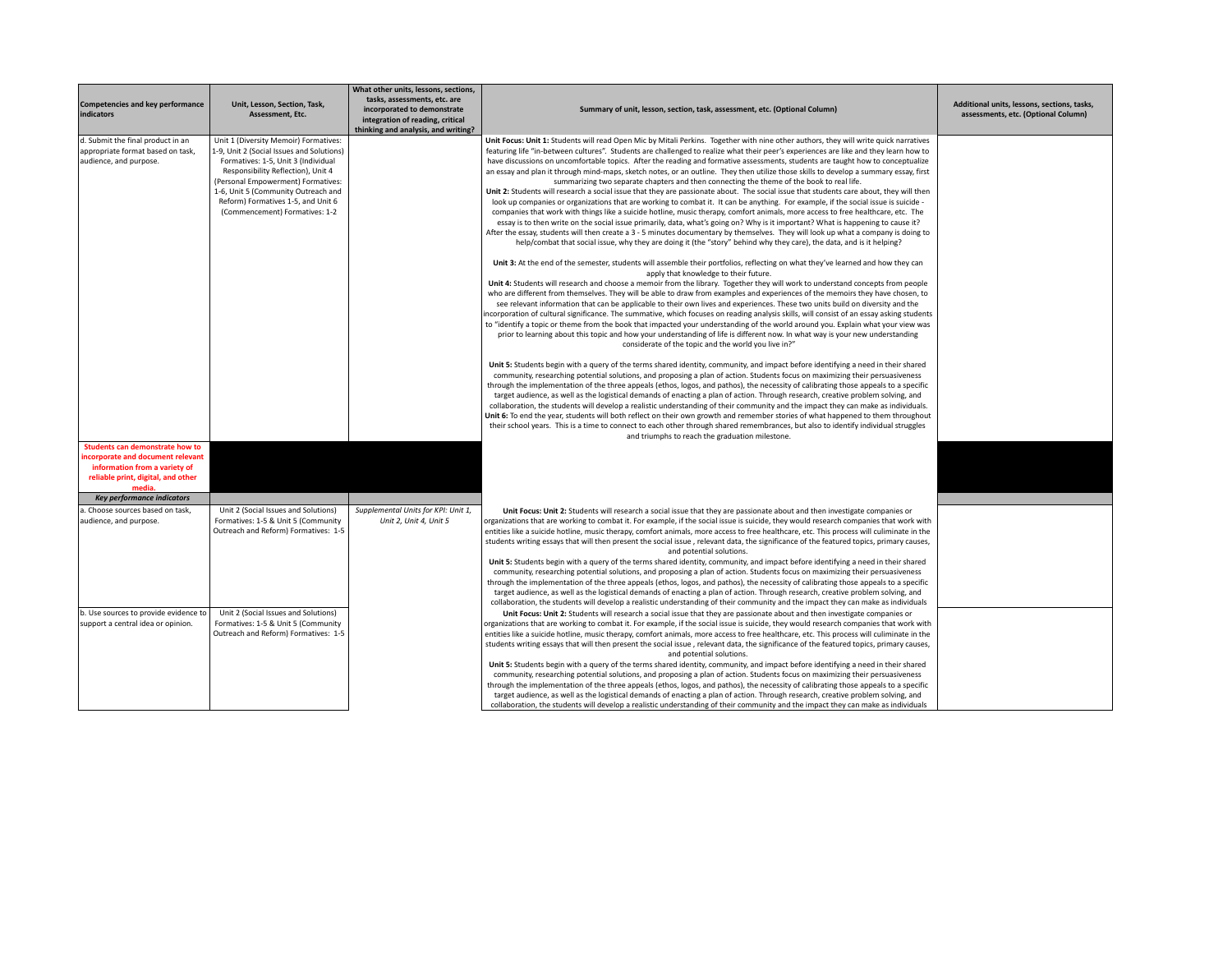| Competencies and key performance indicators | Unit, Lesson, Section, Task, Assessment, Etc. | What other units, lessons, sections, tasks, assessments, etc. are incorporated to demonstrate integration of reading, critical thinking and analysis, and writing? | Summary of unit, lesson, section, task, assessment, etc. (Optional Column) | Additional units, lessons, sections, tasks, assessments, etc. (Optional Column) |
|---|---|---|---|---|
| d. Submit the final product in an appropriate format based on task, audience, and purpose. | Unit 1 (Diversity Memoir) Formatives: 1-9, Unit 2 (Social Issues and Solutions) Formatives: 1-5, Unit 3 (Individual Responsibility Reflection), Unit 4 (Personal Empowerment) Formatives: 1-6, Unit 5 (Community Outreach and Reform) Formatives 1-5, and Unit 6 (Commencement) Formatives: 1-2 | | **Unit Focus: Unit 1:** Students will read Open Mic by Mitali Perkins. Together with nine other authors, they will write quick narratives featuring life "in-between cultures". Students are challenged to realize what their peer's experiences are like and they learn how to have discussions on uncomfortable topics. After the reading and formative assessments, students are taught how to conceptualize an essay and plan it through mind-maps, sketch notes, or an outline. They then utilize those skills to develop a summary essay, first summarizing two separate chapters and then connecting the theme of the book to real life. **Unit 2:** Students will research a social issue that they are passionate about. The social issue that students care about, they will then look up companies or organizations that are working to combat it. It can be anything. For example, if the social issue is suicide - companies that work with things like a suicide hotline, music therapy, comfort animals, more access to free healthcare, etc. The essay is to then write on the social issue primarily, data, what's going on? Why is it important? What is happening to cause it? After the essay, students will then create a 3 - 5 minutes documentary by themselves. They will look up what a company is doing to help/combat that social issue, why they are doing it (the "story" behind why they care), the data, and is it helping? **Unit 3:** At the end of the semester, students will assemble their portfolios, reflecting on what they've learned and how they can apply that knowledge to their future. **Unit 4:** Students will research and choose a memoir from the library. Together they will work to understand concepts from people who are different from themselves. They will be able to draw from examples and experiences of the memoirs they have chosen, to see relevant information that can be applicable to their own lives and experiences. These two units build on diversity and the incorporation of cultural significance. The summative, which focuses on reading analysis skills, will consist of an essay asking students to "identify a topic or theme from the book that impacted your understanding of the world around you. Explain what your view was prior to learning about this topic and how your understanding of life is different now. In what way is your new understanding considerate of the topic and the world you live in?" **Unit 5:** Students begin with a query of the terms shared identity, community, and impact before identifying a need in their shared community, researching potential solutions, and proposing a plan of action. Students focus on maximizing their persuasiveness through the implementation of the three appeals (ethos, logos, and pathos), the necessity of calibrating those appeals to a specific target audience, as well as the logistical demands of enacting a plan of action. Through research, creative problem solving, and collaboration, the students will develop a realistic understanding of their community and the impact they can make as individuals. **Unit 6:** To end the year, students will both reflect on their own growth and remember stories of what happened to them throughout their school years. This is a time to connect to each other through shared remembrances, but also to identify individual struggles and triumphs to reach the graduation milestone. | |
| **Students can demonstrate how to incorporate and document relevant information from a variety of reliable print, digital, and other media.** | | | | |
| ***Key performance indicators*** | | | | |
| a. Choose sources based on task, audience, and purpose. | Unit 2 (Social Issues and Solutions) Formatives: 1-5 & Unit 5 (Community Outreach and Reform) Formatives: 1-5 | *Supplemental Units for KPI: Unit 1, Unit 2, Unit 4, Unit 5* | **Unit Focus: Unit 2:** Students will research a social issue that they are passionate about and then investigate companies or organizations that are working to combat it. For example, if the social issue is suicide, they would research companies that work with entities like a suicide hotline, music therapy, comfort animals, more access to free healthcare, etc. This process will culiminate in the students writing essays that will then present the social issue , relevant data, the significance of the featured topics, primary causes, and potential solutions. **Unit 5:** Students begin with a query of the terms shared identity, community, and impact before identifying a need in their shared community, researching potential solutions, and proposing a plan of action. Students focus on maximizing their persuasiveness through the implementation of the three appeals (ethos, logos, and pathos), the necessity of calibrating those appeals to a specific target audience, as well as the logistical demands of enacting a plan of action. Through research, creative problem solving, and collaboration, the students will develop a realistic understanding of their community and the impact they can make as individuals | |
| b. Use sources to provide evidence to support a central idea or opinion. | Unit 2 (Social Issues and Solutions) Formatives: 1-5 & Unit 5 (Community Outreach and Reform) Formatives: 1-5 | | **Unit Focus: Unit 2:** Students will research a social issue that they are passionate about and then investigate companies or organizations that are working to combat it. For example, if the social issue is suicide, they would research companies that work with entities like a suicide hotline, music therapy, comfort animals, more access to free healthcare, etc. This process will culiminate in the students writing essays that will then present the social issue , relevant data, the significance of the featured topics, primary causes, and potential solutions. **Unit 5:** Students begin with a query of the terms shared identity, community, and impact before identifying a need in their shared community, researching potential solutions, and proposing a plan of action. Students focus on maximizing their persuasiveness through the implementation of the three appeals (ethos, logos, and pathos), the necessity of calibrating those appeals to a specific target audience, as well as the logistical demands of enacting a plan of action. Through research, creative problem solving, and collaboration, the students will develop a realistic understanding of their community and the impact they can make as individuals | |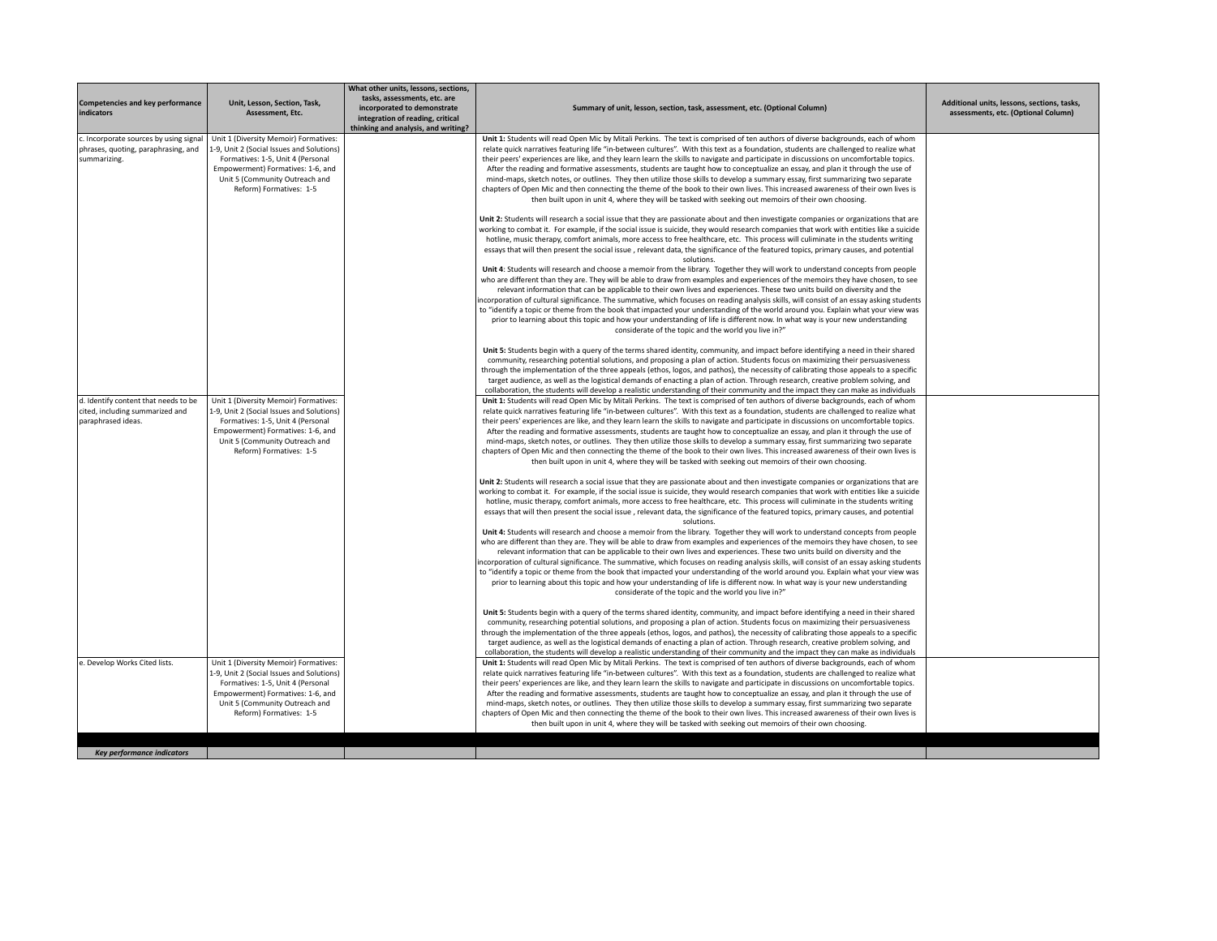| Competencies and key performance indicators | Unit, Lesson, Section, Task, Assessment, Etc. | What other units, lessons, sections, tasks, assessments, etc. are incorporated to demonstrate integration of reading, critical thinking and analysis, and writing? | Summary of unit, lesson, section, task, assessment, etc. (Optional Column) | Additional units, lessons, sections, tasks, assessments, etc. (Optional Column) |
|---|---|---|---|---|
| c. Incorporate sources by using signal phrases, quoting, paraphrasing, and summarizing. | Unit 1 (Diversity Memoir) Formatives: 1-9, Unit 2 (Social Issues and Solutions) Formatives: 1-5, Unit 4 (Personal Empowerment) Formatives: 1-6, and Unit 5 (Community Outreach and Reform) Formatives: 1-5 | | **Unit 1:** Students will read Open Mic by Mitali Perkins. The text is comprised of ten authors of diverse backgrounds, each of whom relate quick narratives featuring life "in-between cultures". With this text as a foundation, students are challenged to realize what their peers' experiences are like, and they learn learn the skills to navigate and participate in discussions on uncomfortable topics. After the reading and formative assessments, students are taught how to conceptualize an essay, and plan it through the use of mind-maps, sketch notes, or outlines. They then utilize those skills to develop a summary essay, first summarizing two separate chapters of Open Mic and then connecting the theme of the book to their own lives. This increased awareness of their own lives is then built upon in unit 4, where they will be tasked with seeking out memoirs of their own choosing.<br><br>**Unit 2:** Students will research a social issue that they are passionate about and then investigate companies or organizations that are working to combat it. For example, if the social issue is suicide, they would research companies that work with entities like a suicide hotline, music therapy, comfort animals, more access to free healthcare, etc. This process will culiminate in the students writing essays that will then present the social issue , relevant data, the significance of the featured topics, primary causes, and potential solutions.<br>**Unit 4**: Students will research and choose a memoir from the library. Together they will work to understand concepts from people who are different than they are. They will be able to draw from examples and experiences of the memoirs they have chosen, to see relevant information that can be applicable to their own lives and experiences. These two units build on diversity and the incorporation of cultural significance. The summative, which focuses on reading analysis skills, will consist of an essay asking students to "identify a topic or theme from the book that impacted your understanding of the world around you. Explain what your view was prior to learning about this topic and how your understanding of life is different now. In what way is your new understanding considerate of the topic and the world you live in?"<br><br>**Unit 5:** Students begin with a query of the terms shared identity, community, and impact before identifying a need in their shared community, researching potential solutions, and proposing a plan of action. Students focus on maximizing their persuasiveness through the implementation of the three appeals (ethos, logos, and pathos), the necessity of calibrating those appeals to a specific target audience, as well as the logistical demands of enacting a plan of action. Through research, creative problem solving, and collaboration, the students will develop a realistic understanding of their community and the impact they can make as individuals | |
| d. Identify content that needs to be cited, including summarized and paraphrased ideas. | Unit 1 (Diversity Memoir) Formatives: 1-9, Unit 2 (Social Issues and Solutions) Formatives: 1-5, Unit 4 (Personal Empowerment) Formatives: 1-6, and Unit 5 (Community Outreach and Reform) Formatives: 1-5 | | **Unit 1:** Students will read Open Mic by Mitali Perkins. The text is comprised of ten authors of diverse backgrounds, each of whom relate quick narratives featuring life "in-between cultures". With this text as a foundation, students are challenged to realize what their peers' experiences are like, and they learn learn the skills to navigate and participate in discussions on uncomfortable topics. After the reading and formative assessments, students are taught how to conceptualize an essay, and plan it through the use of mind-maps, sketch notes, or outlines. They then utilize those skills to develop a summary essay, first summarizing two separate chapters of Open Mic and then connecting the theme of the book to their own lives. This increased awareness of their own lives is then built upon in unit 4, where they will be tasked with seeking out memoirs of their own choosing.<br><br>**Unit 2:** Students will research a social issue that they are passionate about and then investigate companies or organizations that are working to combat it. For example, if the social issue is suicide, they would research companies that work with entities like a suicide hotline, music therapy, comfort animals, more access to free healthcare, etc. This process will culiminate in the students writing essays that will then present the social issue , relevant data, the significance of the featured topics, primary causes, and potential solutions.<br>**Unit 4:** Students will research and choose a memoir from the library. Together they will work to understand concepts from people who are different than they are. They will be able to draw from examples and experiences of the memoirs they have chosen, to see relevant information that can be applicable to their own lives and experiences. These two units build on diversity and the incorporation of cultural significance. The summative, which focuses on reading analysis skills, will consist of an essay asking students to "identify a topic or theme from the book that impacted your understanding of the world around you. Explain what your view was prior to learning about this topic and how your understanding of life is different now. In what way is your new understanding considerate of the topic and the world you live in?"<br><br>**Unit 5:** Students begin with a query of the terms shared identity, community, and impact before identifying a need in their shared community, researching potential solutions, and proposing a plan of action. Students focus on maximizing their persuasiveness through the implementation of the three appeals (ethos, logos, and pathos), the necessity of calibrating those appeals to a specific target audience, as well as the logistical demands of enacting a plan of action. Through research, creative problem solving, and collaboration, the students will develop a realistic understanding of their community and the impact they can make as individuals | |
| e. Develop Works Cited lists. | Unit 1 (Diversity Memoir) Formatives: 1-9, Unit 2 (Social Issues and Solutions) Formatives: 1-5, Unit 4 (Personal Empowerment) Formatives: 1-6, and Unit 5 (Community Outreach and Reform) Formatives: 1-5 | | **Unit 1:** Students will read Open Mic by Mitali Perkins. The text is comprised of ten authors of diverse backgrounds, each of whom relate quick narratives featuring life "in-between cultures". With this text as a foundation, students are challenged to realize what their peers' experiences are like, and they learn learn the skills to navigate and participate in discussions on uncomfortable topics. After the reading and formative assessments, students are taught how to conceptualize an essay, and plan it through the use of mind-maps, sketch notes, or outlines. They then utilize those skills to develop a summary essay, first summarizing two separate chapters of Open Mic and then connecting the theme of the book to their own lives. This increased awareness of their own lives is then built upon in unit 4, where they will be tasked with seeking out memoirs of their own choosing. | |
| | | | | |
| ***Key performance indicators*** | | | | |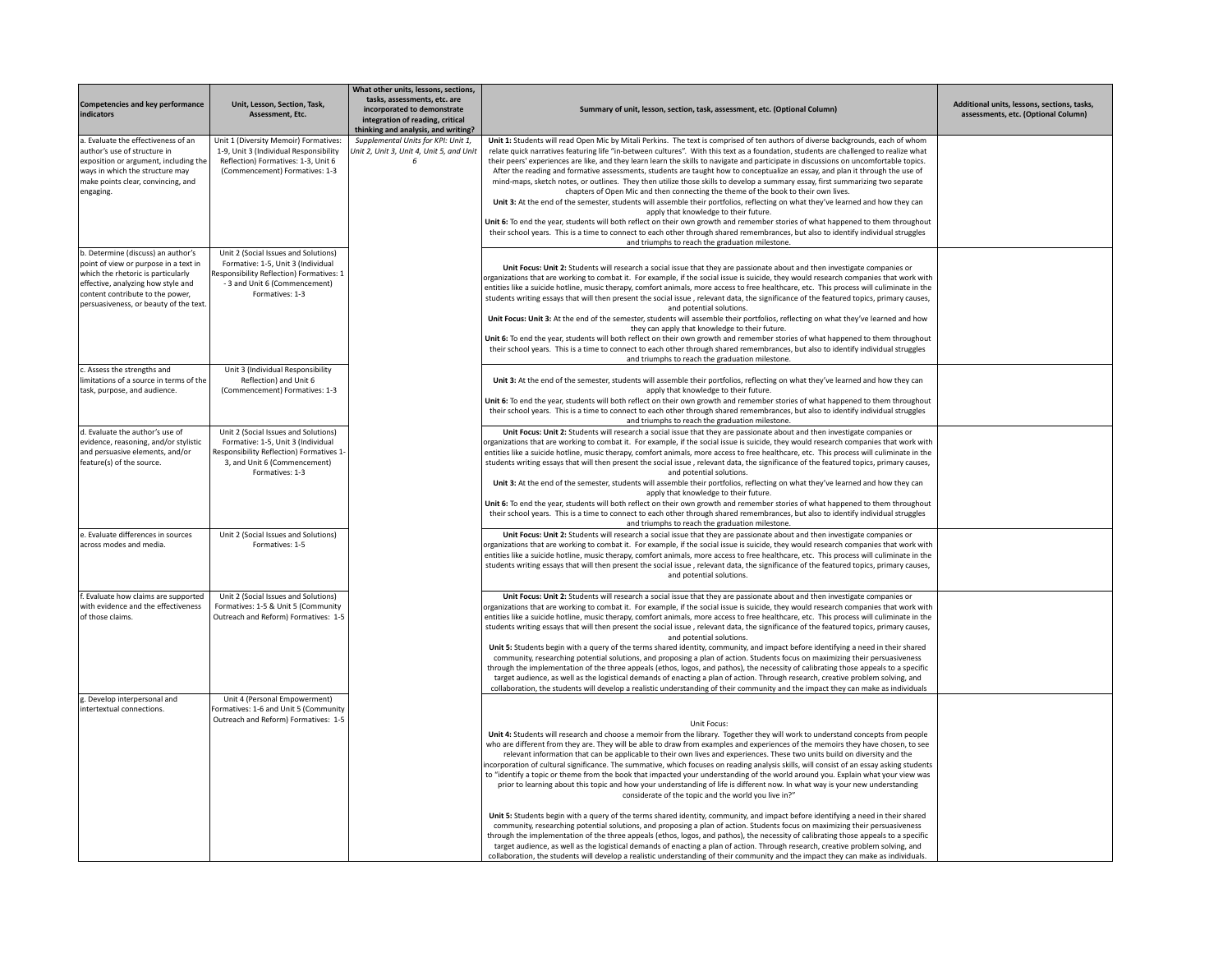| Competencies and key performance indicators | Unit, Lesson, Section, Task, Assessment, Etc. | What other units, lessons, sections, tasks, assessments, etc. are incorporated to demonstrate integration of reading, critical thinking and analysis, and writing? | Summary of unit, lesson, section, task, assessment, etc. (Optional Column) | Additional units, lessons, sections, tasks, assessments, etc. (Optional Column) |
|---|---|---|---|---|
| a. Evaluate the effectiveness of an author's use of structure in exposition or argument, including the ways in which the structure may make points clear, convincing, and engaging. | Unit 1 (Diversity Memoir) Formatives: 1-9, Unit 3 (Individual Responsibility Reflection) Formatives: 1-3, Unit 6 (Commencement) Formatives: 1-3 | *Supplemental Units for KPI: Unit 1, Unit 2, Unit 3, Unit 4, Unit 5, and Unit 6* | **Unit 1:** Students will read Open Mic by Mitali Perkins. The text is comprised of ten authors of diverse backgrounds, each of whom relate quick narratives featuring life "in-between cultures". With this text as a foundation, students are challenged to realize what their peers' experiences are like, and they learn the skills to navigate and participate in discussions on uncomfortable topics. After the reading and formative assessments, students are taught how to conceptualize an essay, and plan it through the use of mind-maps, sketch notes, or outlines. They then utilize those skills to develop a summary essay, first summarizing two separate chapters of Open Mic and then connecting the theme of the book to their own lives. **Unit 3:** At the end of the semester, students will assemble their portfolios, reflecting on what they've learned and how they can apply that knowledge to their future. **Unit 6:** To end the year, students will both reflect on their own growth and remember stories of what happened to them throughout their school years. This is a time to connect to each other through shared remembrances, but also to identify individual struggles and triumphs to reach the graduation milestone. | |
| b. Determine (discuss) an author's point of view or purpose in a text in which the rhetoric is particularly effective, analyzing how style and content contribute to the power, persuasiveness, or beauty of the text. | Unit 2 (Social Issues and Solutions) Formative: 1-5, Unit 3 (Individual Responsibility Reflection) Formatives: 1 - 3 and Unit 6 (Commencement) Formatives: 1-3 | | **Unit Focus: Unit 2:** Students will research a social issue that they are passionate about and then investigate companies or organizations that are working to combat it. For example, if the social issue is suicide, they would research companies that work with entities like a suicide hotline, music therapy, comfort animals, more access to free healthcare, etc. This process will culminate in the students writing essays that will then present the social issue , relevant data, the significance of the featured topics, primary causes, and potential solutions. **Unit Focus: Unit 3:** At the end of the semester, students will assemble their portfolios, reflecting on what they've learned and how they can apply that knowledge to their future. **Unit 6:** To end the year, students will both reflect on their own growth and remember stories of what happened to them throughout their school years. This is a time to connect to each other through shared remembrances, but also to identify individual struggles and triumphs to reach the graduation milestone. | |
| c. Assess the strengths and limitations of a source in terms of the task, purpose, and audience. | Unit 3 (Individual Responsibility Reflection) and Unit 6 (Commencement) Formatives: 1-3 | | **Unit 3:** At the end of the semester, students will assemble their portfolios, reflecting on what they've learned and how they can apply that knowledge to their future. **Unit 6:** To end the year, students will both reflect on their own growth and remember stories of what happened to them throughout their school years. This is a time to connect to each other through shared remembrances, but also to identify individual struggles and triumphs to reach the graduation milestone. | |
| d. Evaluate the author's use of evidence, reasoning, and/or stylistic and persuasive elements, and/or feature(s) of the source. | Unit 2 (Social Issues and Solutions) Formative: 1-5, Unit 3 (Individual Responsibility Reflection) Formatives 1-3, and Unit 6 (Commencement) Formatives: 1-3 | | **Unit Focus: Unit 2:** Students will research a social issue that they are passionate about and then investigate companies or organizations that are working to combat it. For example, if the social issue is suicide, they would research companies that work with entities like a suicide hotline, music therapy, comfort animals, more access to free healthcare, etc. This process will culminate in the students writing essays that will then present the social issue , relevant data, the significance of the featured topics, primary causes, and potential solutions. **Unit 3:** At the end of the semester, students will assemble their portfolios, reflecting on what they've learned and how they can apply that knowledge to their future. **Unit 6:** To end the year, students will both reflect on their own growth and remember stories of what happened to them throughout their school years. This is a time to connect to each other through shared remembrances, but also to identify individual struggles and triumphs to reach the graduation milestone. | |
| e. Evaluate differences in sources across modes and media. | Unit 2 (Social Issues and Solutions) Formatives: 1-5 | | **Unit Focus: Unit 2:** Students will research a social issue that they are passionate about and then investigate companies or organizations that are working to combat it. For example, if the social issue is suicide, they would research companies that work with entities like a suicide hotline, music therapy, comfort animals, more access to free healthcare, etc. This process will culminate in the students writing essays that will then present the social issue , relevant data, the significance of the featured topics, primary causes, and potential solutions. | |
| f. Evaluate how claims are supported with evidence and the effectiveness of those claims. | Unit 2 (Social Issues and Solutions) Formatives: 1-5 & Unit 5 (Community Outreach and Reform) Formatives: 1-5 | | **Unit Focus: Unit 2:** Students will research a social issue that they are passionate about and then investigate companies or organizations that are working to combat it. For example, if the social issue is suicide, they would research companies that work with entities like a suicide hotline, music therapy, comfort animals, more access to free healthcare, etc. This process will culminate in the students writing essays that will then present the social issue , relevant data, the significance of the featured topics, primary causes, and potential solutions. **Unit 5:** Students begin with a query of the terms shared identity, community, and impact before identifying a need in their shared community, researching potential solutions, and proposing a plan of action. Students focus on maximizing their persuasiveness through the implementation of the three appeals (ethos, logos, and pathos), the necessity of calibrating those appeals to a specific target audience, as well as the logistical demands of enacting a plan of action. Through research, creative problem solving, and collaboration, the students will develop a realistic understanding of their community and the impact they can make as individuals | |
| g. Develop interpersonal and intertextual connections. | Unit 4 (Personal Empowerment) Formatives: 1-6 and Unit 5 (Community Outreach and Reform) Formatives: 1-5 | | Unit Focus: **Unit 4:** Students will research and choose a memoir from the library. Together they will work to understand concepts from people who are different from they are. They will be able to draw from examples and experiences of the memoirs they have chosen, to see relevant information that can be applicable to their own lives and experiences. These two units build on diversity and the incorporation of cultural significance. The summative, which focuses on reading analysis skills, will consist of an essay asking students to "identify a topic or theme from the book that impacted your understanding of the world around you. Explain what your view was prior to learning about this topic and how your understanding of life is different now. In what way is your new understanding considerate of the topic and the world you live in?" **Unit 5:** Students begin with a query of the terms shared identity, community, and impact before identifying a need in their shared community, researching potential solutions, and proposing a plan of action. Students focus on maximizing their persuasiveness through the implementation of the three appeals (ethos, logos, and pathos), the necessity of calibrating those appeals to a specific target audience, as well as the logistical demands of enacting a plan of action. Through research, creative problem solving, and collaboration, the students will develop a realistic understanding of their community and the impact they can make as individuals. | |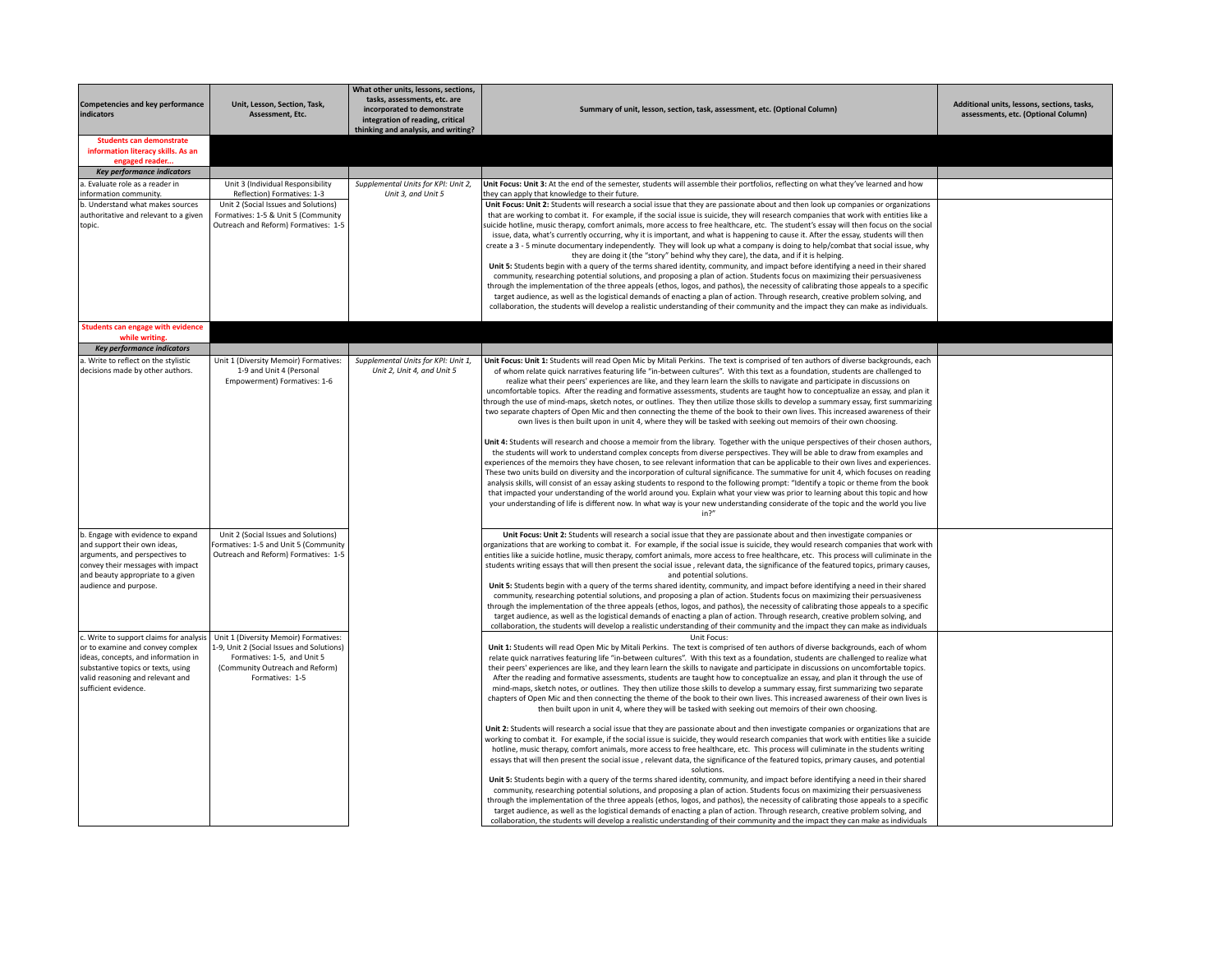| Competencies and key performance indicators | Unit, Lesson, Section, Task, Assessment, Etc. | What other units, lessons, sections, tasks, assessments, etc. are incorporated to demonstrate integration of reading, critical thinking and analysis, and writing? | Summary of unit, lesson, section, task, assessment, etc. (Optional Column) | Additional units, lessons, sections, tasks, assessments, etc. (Optional Column) |
|---|---|---|---|---|
| **Students can demonstrate information literacy skills. As an engaged reader...** | | | | |
| ***Key performance indicators*** | | | | |
| a. Evaluate role as a reader in information community. | Unit 3 (Individual Responsibility Reflection) Formatives: 1-3 | *Supplemental Units for KPI: Unit 2, Unit 3, and Unit 5* | **Unit Focus: Unit 3:** At the end of the semester, students will assemble their portfolios, reflecting on what they've learned and how they can apply that knowledge to their future. | |
| b. Understand what makes sources authoritative and relevant to a given topic. | Unit 2 (Social Issues and Solutions) Formatives: 1-5 & Unit 5 (Community Outreach and Reform) Formatives: 1-5 | | **Unit Focus: Unit 2:** Students will research a social issue that they are passionate about and then look up companies or organizations that are working to combat it. For example, if the social issue is suicide, they will research companies that work with entities like a suicide hotline, music therapy, comfort animals, more access to free healthcare, etc. The student's essay will then focus on the social issue, data, what's currently occurring, why it is important, and what is happening to cause it. After the essay, students will then create a 3 - 5 minute documentary independently. They will look up what a company is doing to help/combat that social issue, why they are doing it (the "story" behind why they care), the data, and if it is helping. **Unit 5:** Students begin with a query of the terms shared identity, community, and impact before identifying a need in their shared community, researching potential solutions, and proposing a plan of action. Students focus on maximizing their persuasiveness through the implementation of the three appeals (ethos, logos, and pathos), the necessity of calibrating those appeals to a specific target audience, as well as the logistical demands of enacting a plan of action. Through research, creative problem solving, and collaboration, the students will develop a realistic understanding of their community and the impact they can make as individuals. | |
| **Students can engage with evidence while writing.** | | | | |
| ***Key performance indicators*** | | | | |
| a. Write to reflect on the stylistic decisions made by other authors. | Unit 1 (Diversity Memoir) Formatives: 1-9 and Unit 4 (Personal Empowerment) Formatives: 1-6 | *Supplemental Units for KPI: Unit 1, Unit 2, Unit 4, and Unit 5* | **Unit Focus: Unit 1:** Students will read Open Mic by Mitali Perkins. The text is comprised of ten authors of diverse backgrounds, each of whom relate quick narratives featuring life "in-between cultures". With this text as a foundation, students are challenged to realize what their peers' experiences are like, and they learn learn the skills to navigate and participate in discussions on uncomfortable topics. After the reading and formative assessments, students are taught how to conceptualize an essay, and plan it through the use of mind-maps, sketch notes, or outlines. They then utilize those skills to develop a summary essay, first summarizing two separate chapters of Open Mic and then connecting the theme of the book to their own lives. This increased awareness of their own lives is then built upon in unit 4, where they will be tasked with seeking out memoirs of their own choosing.<br><br>**Unit 4:** Students will research and choose a memoir from the library. Together with the unique perspectives of their chosen authors, the students will work to understand complex concepts from diverse perspectives. They will be able to draw from examples and experiences of the memoirs they have chosen, to see relevant information that can be applicable to their own lives and experiences. These two units build on diversity and the incorporation of cultural significance. The summative for unit 4, which focuses on reading analysis skills, will consist of an essay asking students to respond to the following prompt: "Identify a topic or theme from the book that impacted your understanding of the world around you. Explain what your view was prior to learning about this topic and how your understanding of life is different now. In what way is your new understanding considerate of the topic and the world you live in?" | |
| b. Engage with evidence to expand and support their own ideas, arguments, and perspectives to convey their messages with impact and beauty appropriate to a given audience and purpose. | Unit 2 (Social Issues and Solutions) Formatives: 1-5 and Unit 5 (Community Outreach and Reform) Formatives: 1-5 | | **Unit Focus: Unit 2:** Students will research a social issue that they are passionate about and then investigate companies or organizations that are working to combat it. For example, if the social issue is suicide, they would research companies that work with entities like a suicide hotline, music therapy, comfort animals, more access to free healthcare, etc. This process will culiminate in the students writing essays that will then present the social issue , relevant data, the significance of the featured topics, primary causes, and potential solutions. **Unit 5:** Students begin with a query of the terms shared identity, community, and impact before identifying a need in their shared community, researching potential solutions, and proposing a plan of action. Students focus on maximizing their persuasiveness through the implementation of the three appeals (ethos, logos, and pathos), the necessity of calibrating those appeals to a specific target audience, as well as the logistical demands of enacting a plan of action. Through research, creative problem solving, and collaboration, the students will develop a realistic understanding of their community and the impact they can make as individuals | |
| c. Write to support claims for analysis or to examine and convey complex ideas, concepts, and information in substantive topics or texts, using valid reasoning and relevant and sufficient evidence. | Unit 1 (Diversity Memoir) Formatives: 1-9, Unit 2 (Social Issues and Solutions) Formatives: 1-5, and Unit 5 (Community Outreach and Reform) Formatives: 1-5 | | Unit Focus:<br>**Unit 1:** Students will read Open Mic by Mitali Perkins. The text is comprised of ten authors of diverse backgrounds, each of whom relate quick narratives featuring life "in-between cultures". With this text as a foundation, students are challenged to realize what their peers' experiences are like, and they learn learn the skills to navigate and participate in discussions on uncomfortable topics. After the reading and formative assessments, students are taught how to conceptualize an essay, and plan it through the use of mind-maps, sketch notes, or outlines. They then utilize those skills to develop a summary essay, first summarizing two separate chapters of Open Mic and then connecting the theme of the book to their own lives. This increased awareness of their own lives is then built upon in unit 4, where they will be tasked with seeking out memoirs of their own choosing.<br><br>**Unit 2:** Students will research a social issue that they are passionate about and then investigate companies or organizations that are working to combat it. For example, if the social issue is suicide, they would research companies that work with entities like a suicide hotline, music therapy, comfort animals, more access to free healthcare, etc. This process will culiminate in the students writing essays that will then present the social issue , relevant data, the significance of the featured topics, primary causes, and potential solutions. **Unit 5:** Students begin with a query of the terms shared identity, community, and impact before identifying a need in their shared community, researching potential solutions, and proposing a plan of action. Students focus on maximizing their persuasiveness through the implementation of the three appeals (ethos, logos, and pathos), the necessity of calibrating those appeals to a specific target audience, as well as the logistical demands of enacting a plan of action. Through research, creative problem solving, and collaboration, the students will develop a realistic understanding of their community and the impact they can make as individuals | |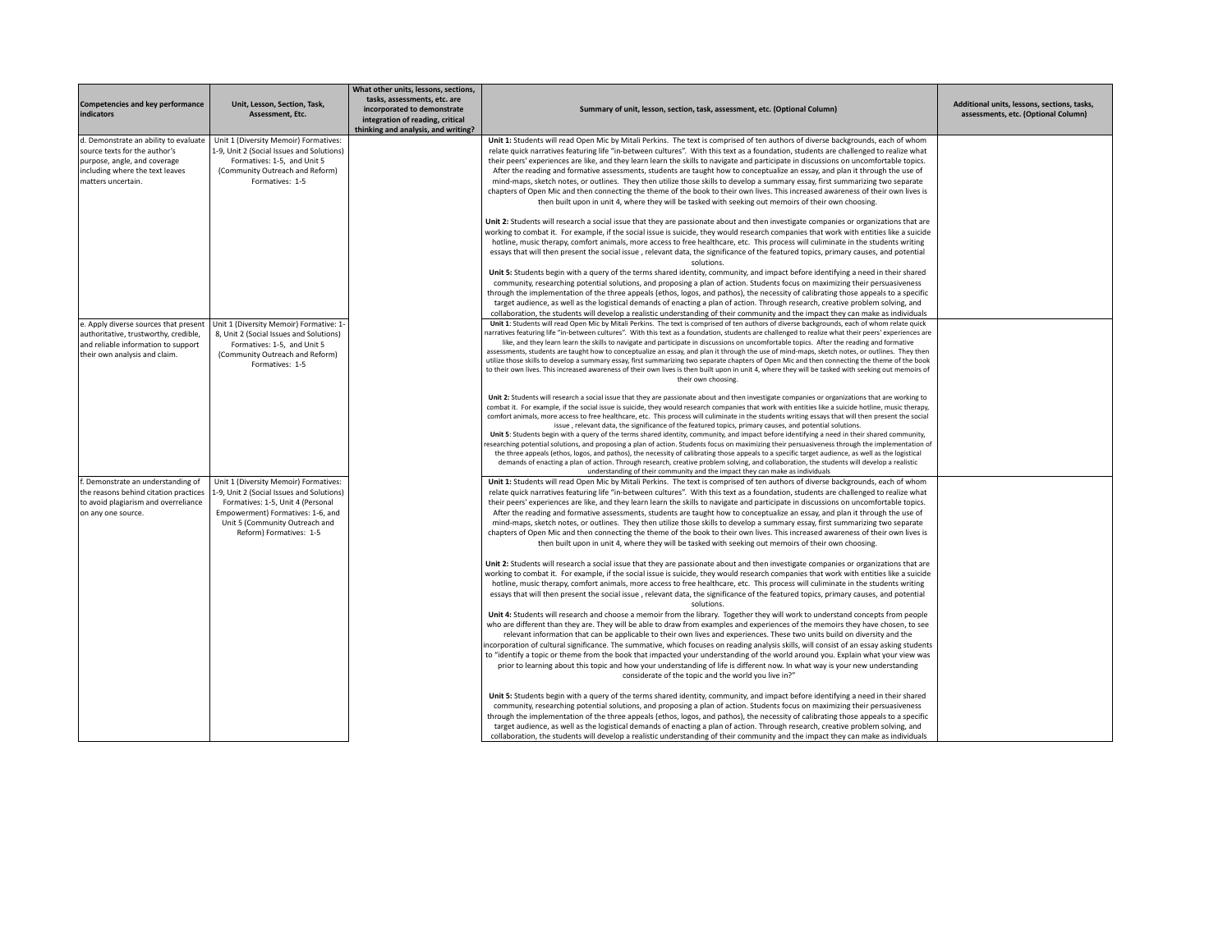| Competencies and key performance indicators | Unit, Lesson, Section, Task, Assessment, Etc. | What other units, lessons, sections, tasks, assessments, etc. are incorporated to demonstrate integration of reading, critical thinking and analysis, and writing? | Summary of unit, lesson, section, task, assessment, etc. (Optional Column) | Additional units, lessons, sections, tasks, assessments, etc. (Optional Column) |
|---|---|---|---|---|
| d. Demonstrate an ability to evaluate source texts for the author's purpose, angle, and coverage including where the text leaves matters uncertain. | Unit 1 (Diversity Memoir) Formatives: 1-9, Unit 2 (Social Issues and Solutions) Formatives: 1-5, and Unit 5 (Community Outreach and Reform) Formatives: 1-5 | | **Unit 1:** Students will read Open Mic by Mitali Perkins. The text is comprised of ten authors of diverse backgrounds, each of whom relate quick narratives featuring life "in-between cultures". With this text as a foundation, students are challenged to realize what their peers' experiences are like, and they learn the skills to navigate and participate in discussions on uncomfortable topics. After the reading and formative assessments, students are taught how to conceptualize an essay, and plan it through the use of mind-maps, sketch notes, or outlines. They then utilize those skills to develop a summary essay, first summarizing two separate chapters of Open Mic and then connecting the theme of the book to their own lives. This increased awareness of their own lives is then built upon in unit 4, where they will be tasked with seeking out memoirs of their own choosing.<br><br>**Unit 2:** Students will research a social issue that they are passionate about and then investigate companies or organizations that are working to combat it. For example, if the social issue is suicide, they would research companies that work with entities like a suicide hotline, music therapy, comfort animals, more access to free healthcare, etc. This process will culiminate in the students writing essays that will then present the social issue , relevant data, the significance of the featured topics, primary causes, and potential solutions.<br>**Unit 5:** Students begin with a query of the terms shared identity, community, and impact before identifying a need in their shared community, researching potential solutions, and proposing a plan of action. Students focus on maximizing their persuasiveness through the implementation of the three appeals (ethos, logos, and pathos), the necessity of calibrating those appeals to a specific target audience, as well as the logistical demands of enacting a plan of action. Through research, creative problem solving, and collaboration, the students will develop a realistic understanding of their community and the impact they can make as individuals | |
| e. Apply diverse sources that present authoritative, trustworthy, credible, and reliable information to support their own analysis and claim. | Unit 1 (Diversity Memoir) Formative: 1-8, Unit 2 (Social Issues and Solutions) Formatives: 1-5, and Unit 5 (Community Outreach and Reform) Formatives: 1-5 | | **Unit 1:** Students will read Open Mic by Mitali Perkins. The text is comprised of ten authors of diverse backgrounds, each of whom relate quick narratives featuring life "in-between cultures". With this text as a foundation, students are challenged to realize what their peers' experiences are like, and they learn the skills to navigate and participate in discussions on uncomfortable topics. After the reading and formative assessments, students are taught how to conceptualize an essay, and plan it through the use of mind-maps, sketch notes, or outlines. They then utilize those skills to develop a summary essay, first summarizing two separate chapters of Open Mic and then connecting the theme of the book to their own lives. This increased awareness of their own lives is then built upon in unit 4, where they will be tasked with seeking out memoirs of their own choosing.<br><br>**Unit 2:** Students will research a social issue that they are passionate about and then investigate companies or organizations that are working to combat it. For example, if the social issue is suicide, they would research companies that work with entities like a suicide hotline, music therapy, comfort animals, more access to free healthcare, etc. This process will culiminate in the students writing essays that will then present the social issue , relevant data, the significance of the featured topics, primary causes, and potential solutions.<br>**Unit 5:** Students begin with a query of the terms shared identity, community, and impact before identifying a need in their shared community, researching potential solutions, and proposing a plan of action. Students focus on maximizing their persuasiveness through the implementation of the three appeals (ethos, logos, and pathos), the necessity of calibrating those appeals to a specific target audience, as well as the logistical demands of enacting a plan of action. Through research, creative problem solving, and collaboration, the students will develop a realistic understanding of their community and the impact they can make as individuals | |
| f. Demonstrate an understanding of the reasons behind citation practices to avoid plagiarism and overreliance on any one source. | Unit 1 (Diversity Memoir) Formatives: 1-9, Unit 2 (Social Issues and Solutions) Formatives: 1-5, Unit 4 (Personal Empowerment) Formatives: 1-6, and Unit 5 (Community Outreach and Reform) Formatives: 1-5 | | **Unit 1:** Students will read Open Mic by Mitali Perkins. The text is comprised of ten authors of diverse backgrounds, each of whom relate quick narratives featuring life "in-between cultures". With this text as a foundation, students are challenged to realize what their peers' experiences are like, and they learn the skills to navigate and participate in discussions on uncomfortable topics. After the reading and formative assessments, students are taught how to conceptualize an essay, and plan it through the use of mind-maps, sketch notes, or outlines. They then utilize those skills to develop a summary essay, first summarizing two separate chapters of Open Mic and then connecting the theme of the book to their own lives. This increased awareness of their own lives is then built upon in unit 4, where they will be tasked with seeking out memoirs of their own choosing.<br><br>**Unit 2:** Students will research a social issue that they are passionate about and then investigate companies or organizations that are working to combat it. For example, if the social issue is suicide, they would research companies that work with entities like a suicide hotline, music therapy, comfort animals, more access to free healthcare, etc. This process will culiminate in the students writing essays that will then present the social issue , relevant data, the significance of the featured topics, primary causes, and potential solutions.<br>**Unit 4:** Students will research and choose a memoir from the library. Together they will work to understand concepts from people who are different than they are. They will be able to draw from examples and experiences of the memoirs they have chosen, to see relevant information that can be applicable to their own lives and experiences. These two units build on diversity and the incorporation of cultural significance. The summative, which focuses on reading analysis skills, will consist of an essay asking students to "identify a topic or theme from the book that impacted your understanding of the world around you. Explain what your view was prior to learning about this topic and how your understanding of life is different now. In what way is your new understanding considerate of the topic and the world you live in?"<br><br>**Unit 5:** Students begin with a query of the terms shared identity, community, and impact before identifying a need in their shared community, researching potential solutions, and proposing a plan of action. Students focus on maximizing their persuasiveness through the implementation of the three appeals (ethos, logos, and pathos), the necessity of calibrating those appeals to a specific target audience, as well as the logistical demands of enacting a plan of action. Through research, creative problem solving, and collaboration, the students will develop a realistic understanding of their community and the impact they can make as individuals | |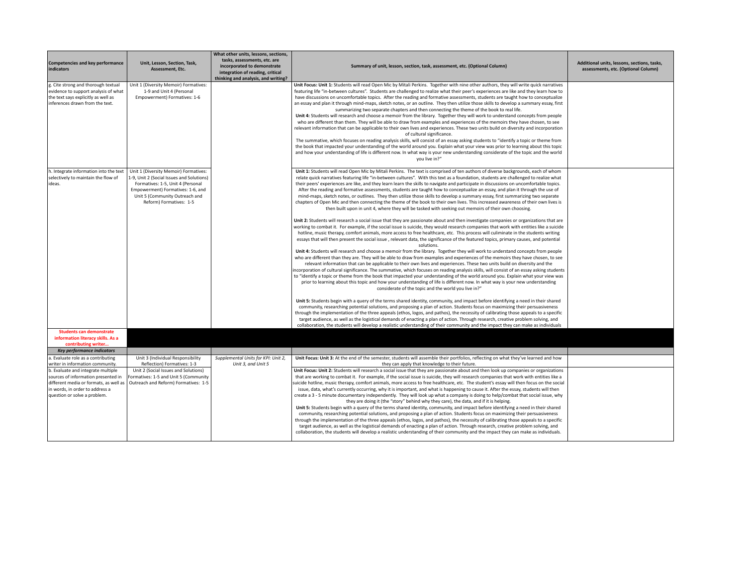| Competencies and key performance indicators | Unit, Lesson, Section, Task, Assessment, Etc. | What other units, lessons, sections, tasks, assessments, etc. are incorporated to demonstrate integration of reading, critical thinking and analysis, and writing? | Summary of unit, lesson, section, task, assessment, etc. (Optional Column) | Additional units, lessons, sections, tasks, assessments, etc. (Optional Column) |
|---|---|---|---|---|
| g. Cite strong and thorough textual evidence to support analysis of what the text says explicitly as well as inferences drawn from the text. | Unit 1 (Diversity Memoir) Formatives: 1-9 and Unit 4 (Personal Empowerment) Formatives: 1-6 | | **Unit Focus: Unit 1:** Students will read Open Mic by Mitali Perkins. Together with nine other authors, they will write quick narratives featuring life "in-between cultures". Students are challenged to realize what their peer's experiences are like and they learn how to have discussions on uncomfortable topics. After the reading and formative assessments, students are taught how to conceptualize an essay and plan it through mind-maps, sketch notes, or an outline. They then utilize those skills to develop a summary essay, first summarizing two separate chapters and then connecting the theme of the book to real life.<br>**Unit 4:** Students will research and choose a memoir from the library. Together they will work to understand concepts from people who are different than them. They will be able to draw from examples and experiences of the memoirs they have chosen, to see relevant information that can be applicable to their own lives and experiences. These two units build on diversity and incorporation of cultural significance.<br>The summative, which focuses on reading analysis skills, will consist of an essay asking students to "identify a topic or theme from the book that impacted your understanding of the world around you. Explain what your view was prior to learning about this topic and how your understanding of life is different now. In what way is your new understanding considerate of the topic and the world you live in?" | |
| h. Integrate information into the text selectively to maintain the flow of ideas. | Unit 1 (Diversity Memoir) Formatives: 1-9, Unit 2 (Social Issues and Solutions) Formatives: 1-5, Unit 4 (Personal Empowerment) Formatives: 1-6, and Unit 5 (Community Outreach and Reform) Formatives: 1-5 | | **Unit 1:** Students will read Open Mic by Mitali Perkins. The text is comprised of ten authors of diverse backgrounds, each of whom relate quick narratives featuring life "in-between cultures". With this text as a foundation, students are challenged to realize what their peers' experiences are like, and they learn the skills to navigate and participate in discussions on uncomfortable topics. After the reading and formative assessments, students are taught how to conceptualize an essay, and plan it through the use of mind-maps, sketch notes, or outlines. They then utilize those skills to develop a summary essay, first summarizing two separate chapters of Open Mic and then connecting the theme of the book to their own lives. This increased awareness of their own lives is then built upon in unit 4, where they will be tasked with seeking out memoirs of their own choosing.<br><br>**Unit 2:** Students will research a social issue that they are passionate about and then investigate companies or organizations that are working to combat it. For example, if the social issue is suicide, they would research companies that work with entities like a suicide hotline, music therapy, comfort animals, more access to free healthcare, etc. This process will culminate in the students writing essays that will then present the social issue , relevant data, the significance of the featured topics, primary causes, and potential solutions.<br>**Unit 4:** Students will research and choose a memoir from the library. Together they will work to understand concepts from people who are different than they are. They will be able to draw from examples and experiences of the memoirs they have chosen, to see relevant information that can be applicable to their own lives and experiences. These two units build on diversity and the incorporation of cultural significance. The summative, which focuses on reading analysis skills, will consist of an essay asking students to "identify a topic or theme from the book that impacted your understanding of the world around you. Explain what your view was prior to learning about this topic and how your understanding of life is different now. In what way is your new understanding considerate of the topic and the world you live in?"<br><br>**Unit 5:** Students begin with a query of the terms shared identity, community, and impact before identifying a need in their shared community, researching potential solutions, and proposing a plan of action. Students focus on maximizing their persuasiveness through the implementation of the three appeals (ethos, logos, and pathos), the necessity of calibrating those appeals to a specific target audience, as well as the logistical demands of enacting a plan of action. Through research, creative problem solving, and collaboration, the students will develop a realistic understanding of their community and the impact they can make as individuals | |
| **Students can demonstrate information literacy skills. As a contributing writer...** | | | | |
| ***Key performance indicators*** | | | | |
| a. Evaluate role as a contributing writer in information community. | Unit 3 (Individual Responsibility Reflection) Formatives: 1-3 | *Supplemental Units for KPI: Unit 2, Unit 3, and Unit 5* | **Unit Focus: Unit 3:** At the end of the semester, students will assemble their portfolios, reflecting on what they've learned and how they can apply that knowledge to their future. | |
| b. Evaluate and integrate multiple sources of information presented in different media or formats, as well as in words, in order to address a question or solve a problem. | Unit 2 (Social Issues and Solutions) Formatives: 1-5 and Unit 5 (Community Outreach and Reform) Formatives: 1-5 | | **Unit Focus: Unit 2:** Students will research a social issue that they are passionate about and then look up companies or organizations that are working to combat it. For example, if the social issue is suicide, they will research companies that work with entities like a suicide hotline, music therapy, comfort animals, more access to free healthcare, etc. The student's essay will then focus on the social issue, data, what's currently occurring, why it is important, and what is happening to cause it. After the essay, students will then create a 3 - 5 minute documentary independently. They will look up what a company is doing to help/combat that social issue, why they are doing it (the "story" behind why they care), the data, and if it is helping.<br>**Unit 5:** Students begin with a query of the terms shared identity, community, and impact before identifying a need in their shared community, researching potential solutions, and proposing a plan of action. Students focus on maximizing their persuasiveness through the implementation of the three appeals (ethos, logos, and pathos), the necessity of calibrating those appeals to a specific target audience, as well as the logistical demands of enacting a plan of action. Through research, creative problem solving, and collaboration, the students will develop a realistic understanding of their community and the impact they can make as individuals. | |